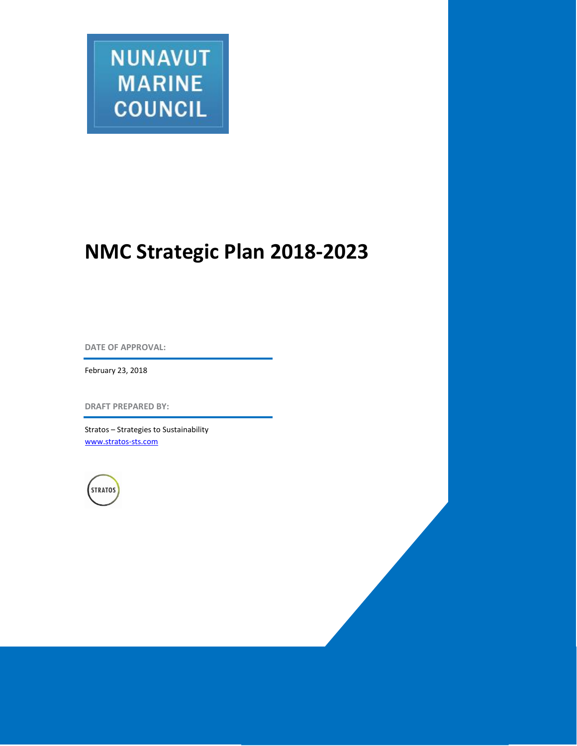NUNAVUT MARINE COUNCIL

# NMC Strategic Plan 2018-2023

**DATE OF APPROVAL:**

February 23, 2018

**DRAFT PREPARED BY:**

Stratos – Strategies to Sustainability
www.stratos-sts.com

STRATOS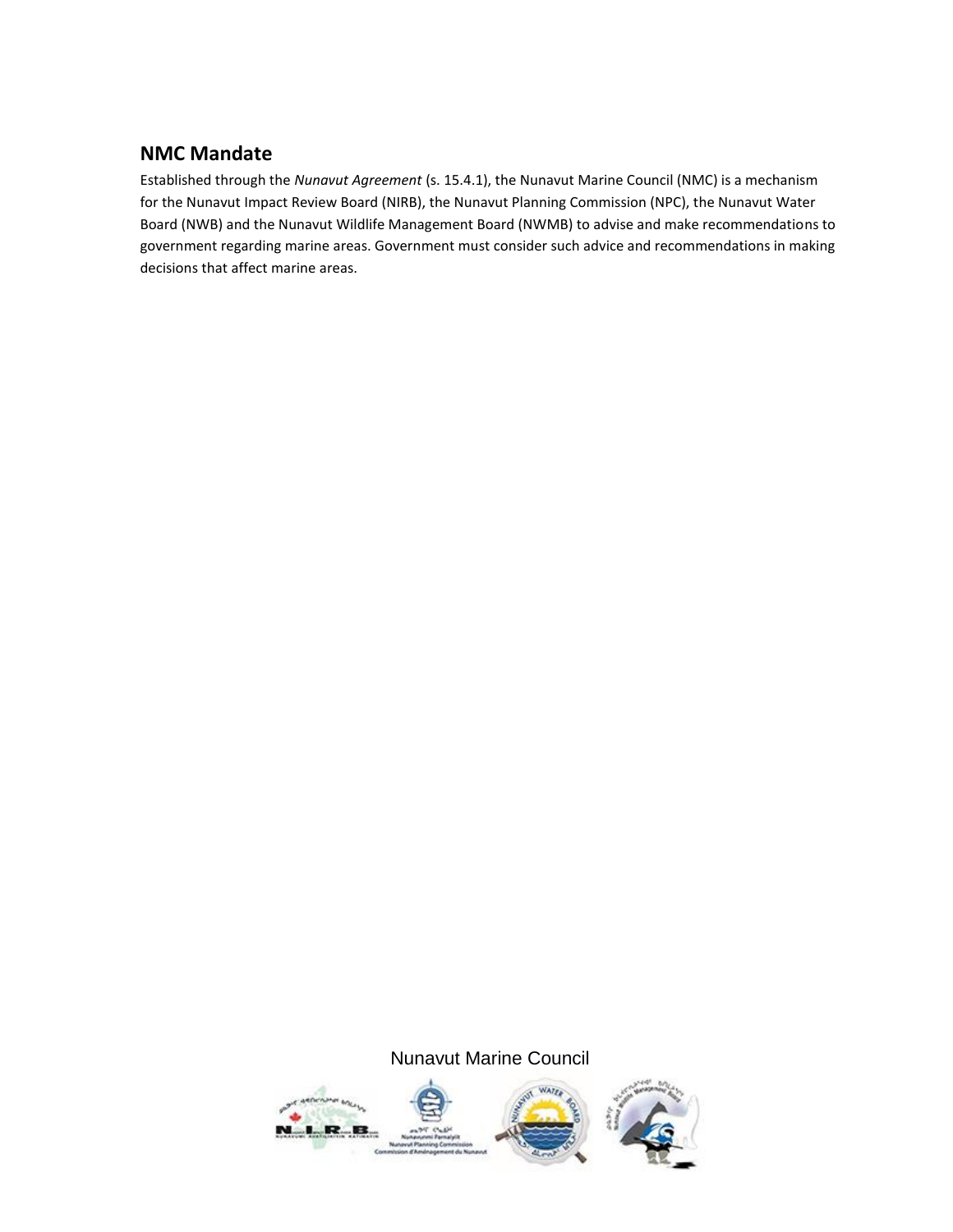## NMC Mandate

Established through the *Nunavut Agreement* (s. 15.4.1), the Nunavut Marine Council (NMC) is a mechanism for the Nunavut Impact Review Board (NIRB), the Nunavut Planning Commission (NPC), the Nunavut Water Board (NWB) and the Nunavut Wildlife Management Board (NWMB) to advise and make recommendations to government regarding marine areas. Government must consider such advice and recommendations in making decisions that affect marine areas.

Nunavut Marine Council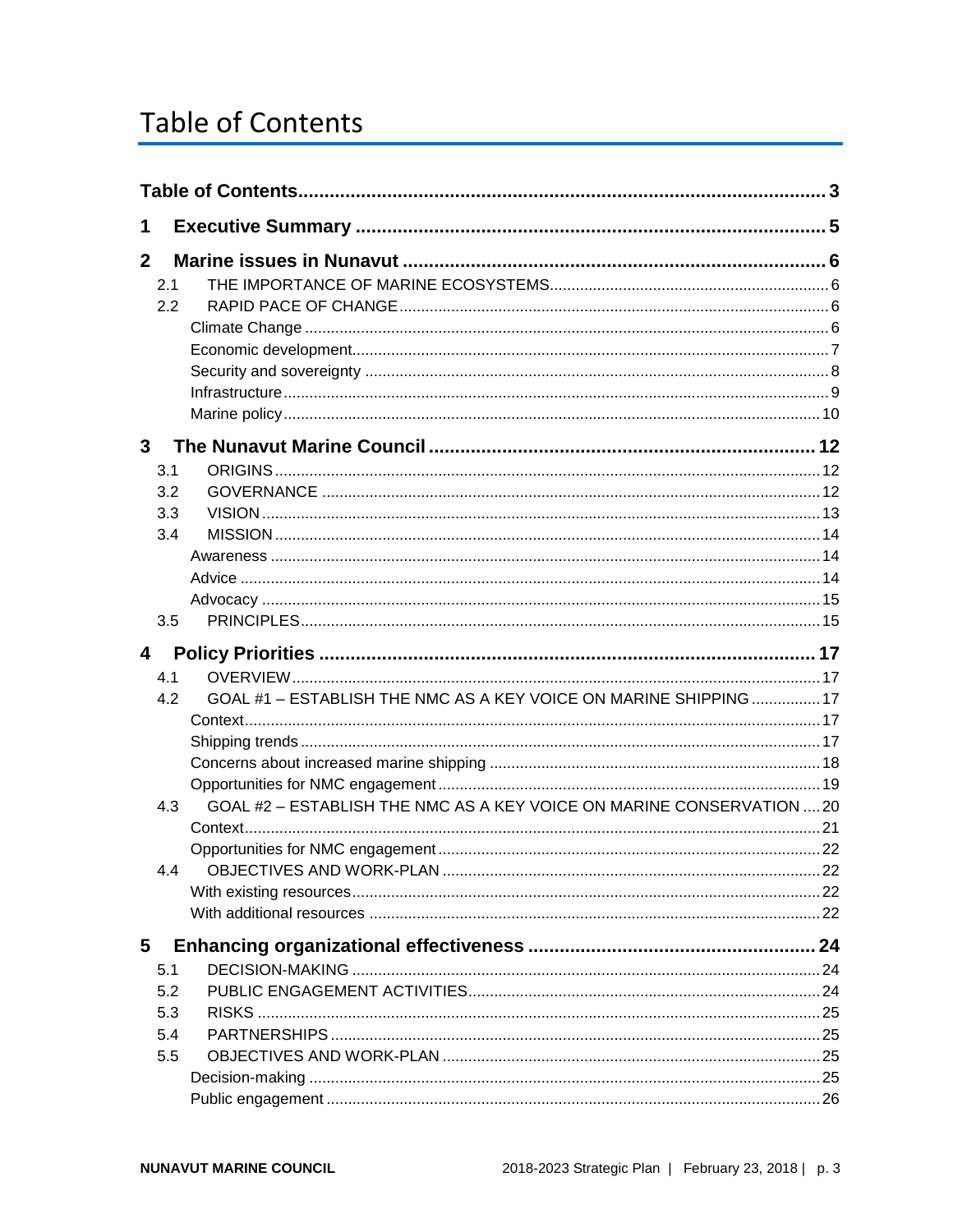# Table of Contents

- **Table of Contents** ..... 3
- **1 Executive Summary** ..... 5
- **2 Marine issues in Nunavut** ..... 6
  - 2.1 THE IMPORTANCE OF MARINE ECOSYSTEMS ..... 6
  - 2.2 RAPID PACE OF CHANGE ..... 6
    - Climate Change ..... 6
    - Economic development ..... 7
    - Security and sovereignty ..... 8
    - Infrastructure ..... 9
    - Marine policy ..... 10
- **3 The Nunavut Marine Council** ..... 12
  - 3.1 ORIGINS ..... 12
  - 3.2 GOVERNANCE ..... 12
  - 3.3 VISION ..... 13
  - 3.4 MISSION ..... 14
    - Awareness ..... 14
    - Advice ..... 14
    - Advocacy ..... 15
  - 3.5 PRINCIPLES ..... 15
- **4 Policy Priorities** ..... 17
  - 4.1 OVERVIEW ..... 17
  - 4.2 GOAL #1 – ESTABLISH THE NMC AS A KEY VOICE ON MARINE SHIPPING ..... 17
    - Context ..... 17
    - Shipping trends ..... 17
    - Concerns about increased marine shipping ..... 18
    - Opportunities for NMC engagement ..... 19
  - 4.3 GOAL #2 – ESTABLISH THE NMC AS A KEY VOICE ON MARINE CONSERVATION ..... 20
    - Context ..... 21
    - Opportunities for NMC engagement ..... 22
  - 4.4 OBJECTIVES AND WORK-PLAN ..... 22
    - With existing resources ..... 22
    - With additional resources ..... 22
- **5 Enhancing organizational effectiveness** ..... 24
  - 5.1 DECISION-MAKING ..... 24
  - 5.2 PUBLIC ENGAGEMENT ACTIVITIES ..... 24
  - 5.3 RISKS ..... 25
  - 5.4 PARTNERSHIPS ..... 25
  - 5.5 OBJECTIVES AND WORK-PLAN ..... 25
    - Decision-making ..... 25
    - Public engagement ..... 26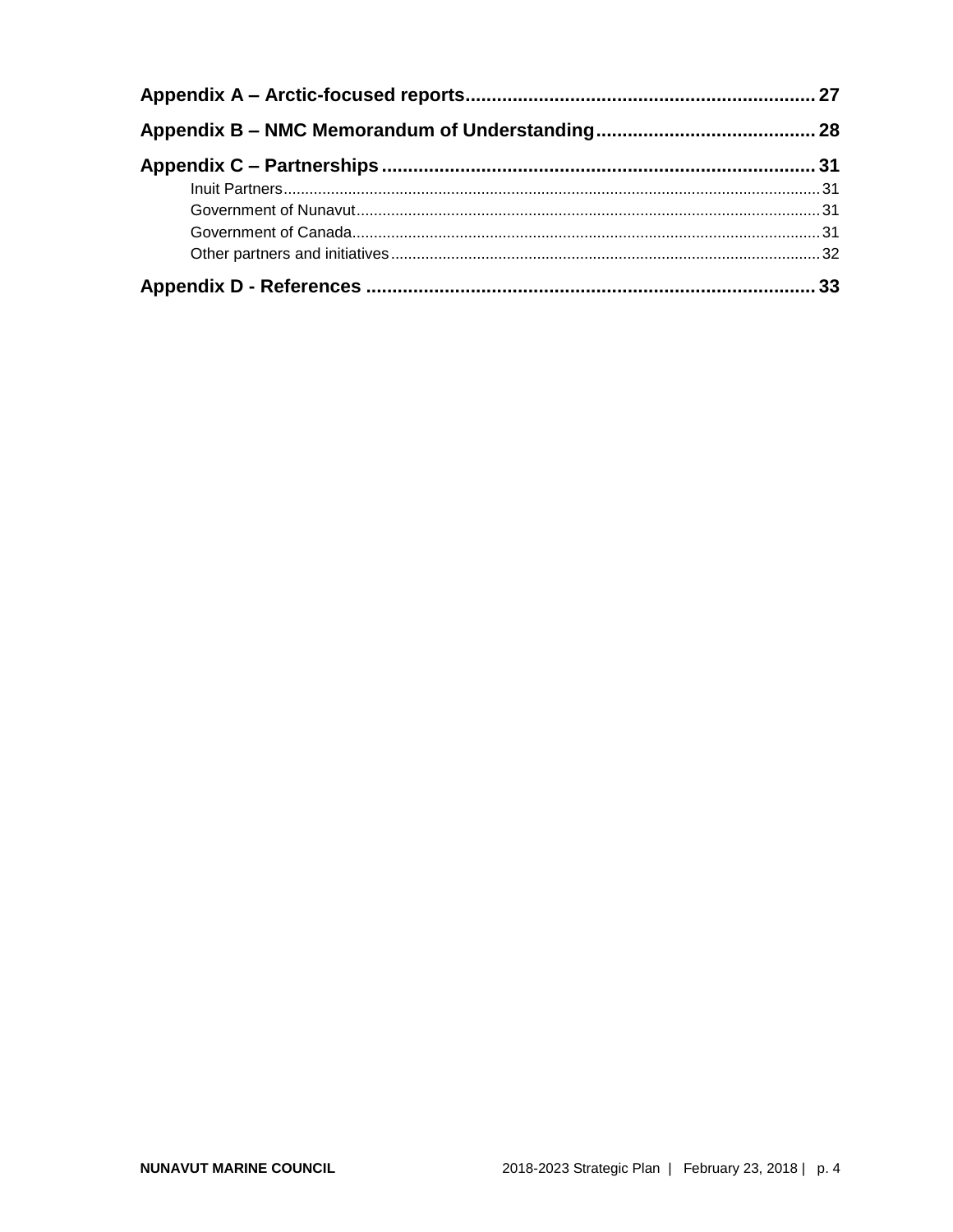**Appendix A – Arctic-focused reports** ........ 27

**Appendix B – NMC Memorandum of Understanding** ........ 28

**Appendix C – Partnerships** ........ 31

- Inuit Partners ........ 31
- Government of Nunavut ........ 31
- Government of Canada ........ 31
- Other partners and initiatives ........ 32

**Appendix D - References** ........ 33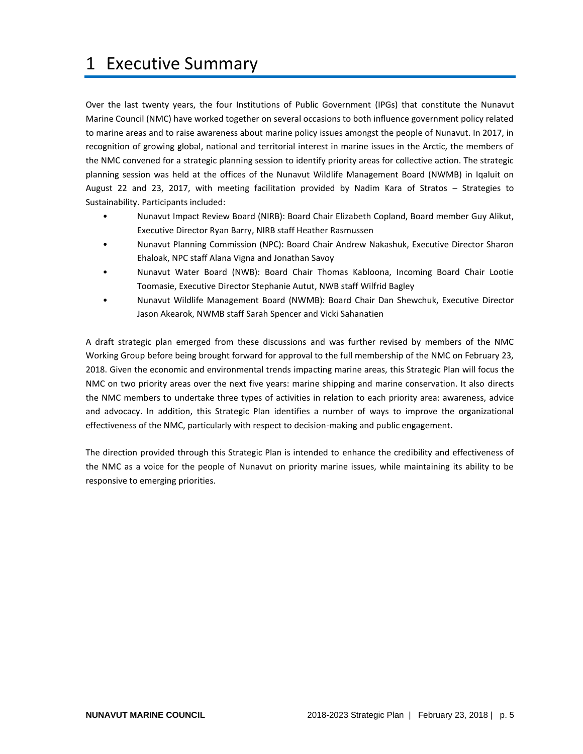# 1 Executive Summary

Over the last twenty years, the four Institutions of Public Government (IPGs) that constitute the Nunavut Marine Council (NMC) have worked together on several occasions to both influence government policy related to marine areas and to raise awareness about marine policy issues amongst the people of Nunavut. In 2017, in recognition of growing global, national and territorial interest in marine issues in the Arctic, the members of the NMC convened for a strategic planning session to identify priority areas for collective action. The strategic planning session was held at the offices of the Nunavut Wildlife Management Board (NWMB) in Iqaluit on August 22 and 23, 2017, with meeting facilitation provided by Nadim Kara of Stratos – Strategies to Sustainability. Participants included:

- Nunavut Impact Review Board (NIRB): Board Chair Elizabeth Copland, Board member Guy Alikut, Executive Director Ryan Barry, NIRB staff Heather Rasmussen
- Nunavut Planning Commission (NPC): Board Chair Andrew Nakashuk, Executive Director Sharon Ehaloak, NPC staff Alana Vigna and Jonathan Savoy
- Nunavut Water Board (NWB): Board Chair Thomas Kabloona, Incoming Board Chair Lootie Toomasie, Executive Director Stephanie Autut, NWB staff Wilfrid Bagley
- Nunavut Wildlife Management Board (NWMB): Board Chair Dan Shewchuk, Executive Director Jason Akearok, NWMB staff Sarah Spencer and Vicki Sahanatien

A draft strategic plan emerged from these discussions and was further revised by members of the NMC Working Group before being brought forward for approval to the full membership of the NMC on February 23, 2018. Given the economic and environmental trends impacting marine areas, this Strategic Plan will focus the NMC on two priority areas over the next five years: marine shipping and marine conservation. It also directs the NMC members to undertake three types of activities in relation to each priority area: awareness, advice and advocacy. In addition, this Strategic Plan identifies a number of ways to improve the organizational effectiveness of the NMC, particularly with respect to decision-making and public engagement.

The direction provided through this Strategic Plan is intended to enhance the credibility and effectiveness of the NMC as a voice for the people of Nunavut on priority marine issues, while maintaining its ability to be responsive to emerging priorities.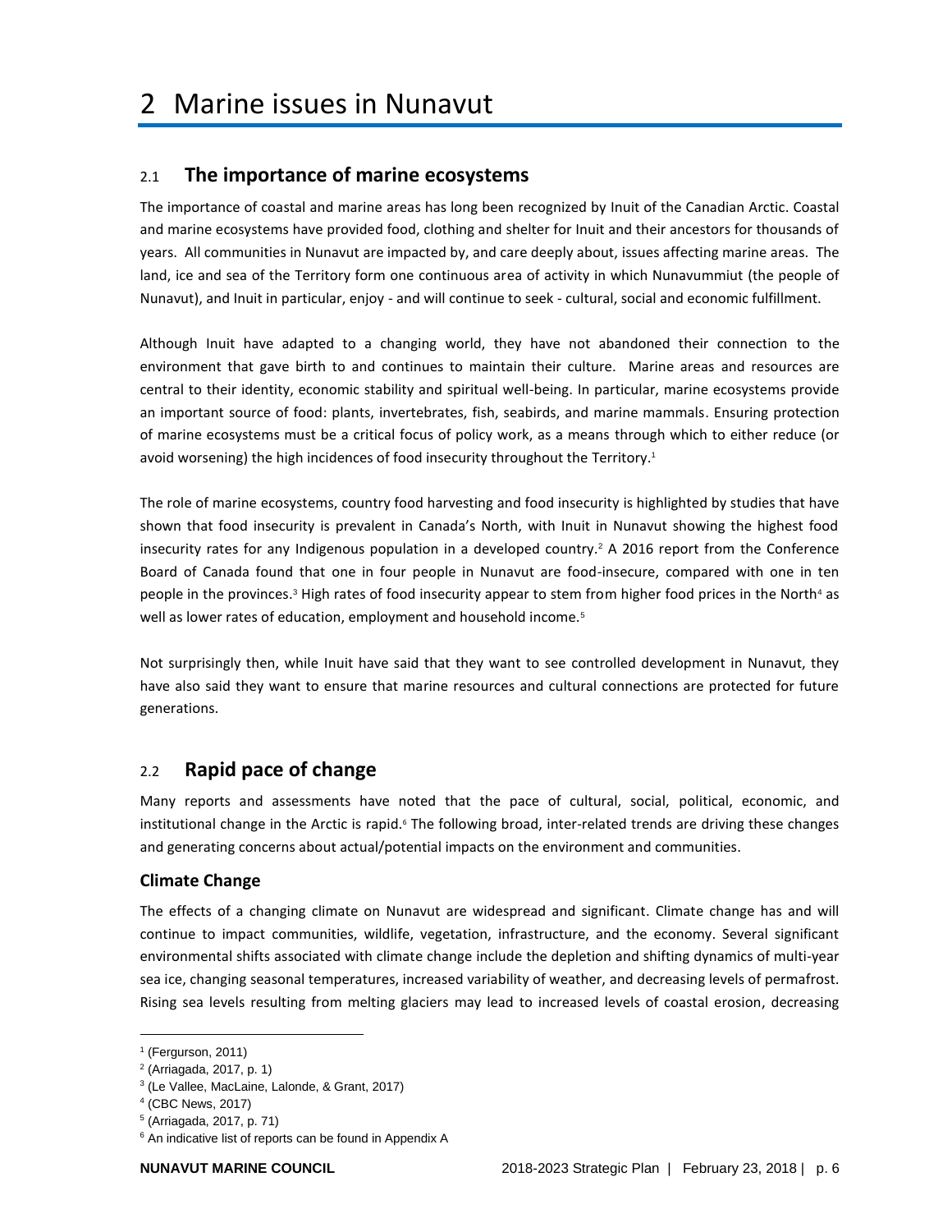# 2 Marine issues in Nunavut

## 2.1 The importance of marine ecosystems

The importance of coastal and marine areas has long been recognized by Inuit of the Canadian Arctic. Coastal and marine ecosystems have provided food, clothing and shelter for Inuit and their ancestors for thousands of years. All communities in Nunavut are impacted by, and care deeply about, issues affecting marine areas. The land, ice and sea of the Territory form one continuous area of activity in which Nunavummiut (the people of Nunavut), and Inuit in particular, enjoy - and will continue to seek - cultural, social and economic fulfillment.

Although Inuit have adapted to a changing world, they have not abandoned their connection to the environment that gave birth to and continues to maintain their culture. Marine areas and resources are central to their identity, economic stability and spiritual well-being. In particular, marine ecosystems provide an important source of food: plants, invertebrates, fish, seabirds, and marine mammals. Ensuring protection of marine ecosystems must be a critical focus of policy work, as a means through which to either reduce (or avoid worsening) the high incidences of food insecurity throughout the Territory.[1]

The role of marine ecosystems, country food harvesting and food insecurity is highlighted by studies that have shown that food insecurity is prevalent in Canada's North, with Inuit in Nunavut showing the highest food insecurity rates for any Indigenous population in a developed country.[2] A 2016 report from the Conference Board of Canada found that one in four people in Nunavut are food-insecure, compared with one in ten people in the provinces.[3] High rates of food insecurity appear to stem from higher food prices in the North[4] as well as lower rates of education, employment and household income.[5]

Not surprisingly then, while Inuit have said that they want to see controlled development in Nunavut, they have also said they want to ensure that marine resources and cultural connections are protected for future generations.

## 2.2 Rapid pace of change

Many reports and assessments have noted that the pace of cultural, social, political, economic, and institutional change in the Arctic is rapid.[6] The following broad, inter-related trends are driving these changes and generating concerns about actual/potential impacts on the environment and communities.

### Climate Change

The effects of a changing climate on Nunavut are widespread and significant. Climate change has and will continue to impact communities, wildlife, vegetation, infrastructure, and the economy. Several significant environmental shifts associated with climate change include the depletion and shifting dynamics of multi-year sea ice, changing seasonal temperatures, increased variability of weather, and decreasing levels of permafrost. Rising sea levels resulting from melting glaciers may lead to increased levels of coastal erosion, decreasing

---

[1] (Fergurson, 2011)

[2] (Arriagada, 2017, p. 1)

[3] (Le Vallee, MacLaine, Lalonde, & Grant, 2017)

[4] (CBC News, 2017)

[5] (Arriagada, 2017, p. 71)

[6] An indicative list of reports can be found in Appendix A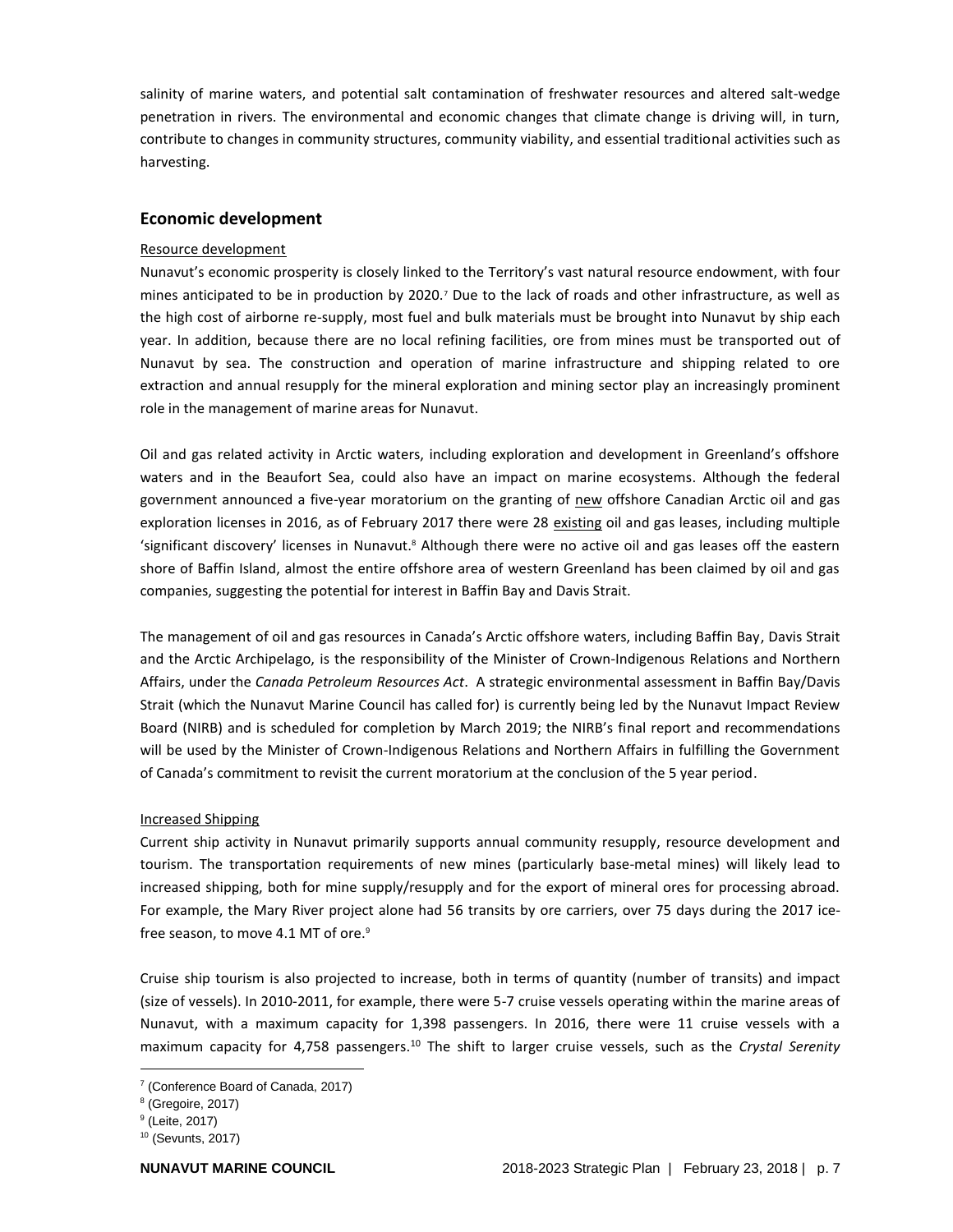salinity of marine waters, and potential salt contamination of freshwater resources and altered salt-wedge penetration in rivers. The environmental and economic changes that climate change is driving will, in turn, contribute to changes in community structures, community viability, and essential traditional activities such as harvesting.

## Economic development

Resource development

Nunavut's economic prosperity is closely linked to the Territory's vast natural resource endowment, with four mines anticipated to be in production by 2020.[7] Due to the lack of roads and other infrastructure, as well as the high cost of airborne re-supply, most fuel and bulk materials must be brought into Nunavut by ship each year. In addition, because there are no local refining facilities, ore from mines must be transported out of Nunavut by sea. The construction and operation of marine infrastructure and shipping related to ore extraction and annual resupply for the mineral exploration and mining sector play an increasingly prominent role in the management of marine areas for Nunavut.

Oil and gas related activity in Arctic waters, including exploration and development in Greenland's offshore waters and in the Beaufort Sea, could also have an impact on marine ecosystems. Although the federal government announced a five-year moratorium on the granting of new offshore Canadian Arctic oil and gas exploration licenses in 2016, as of February 2017 there were 28 existing oil and gas leases, including multiple 'significant discovery' licenses in Nunavut.[8] Although there were no active oil and gas leases off the eastern shore of Baffin Island, almost the entire offshore area of western Greenland has been claimed by oil and gas companies, suggesting the potential for interest in Baffin Bay and Davis Strait.

The management of oil and gas resources in Canada's Arctic offshore waters, including Baffin Bay, Davis Strait and the Arctic Archipelago, is the responsibility of the Minister of Crown-Indigenous Relations and Northern Affairs, under the *Canada Petroleum Resources Act*. A strategic environmental assessment in Baffin Bay/Davis Strait (which the Nunavut Marine Council has called for) is currently being led by the Nunavut Impact Review Board (NIRB) and is scheduled for completion by March 2019; the NIRB's final report and recommendations will be used by the Minister of Crown-Indigenous Relations and Northern Affairs in fulfilling the Government of Canada's commitment to revisit the current moratorium at the conclusion of the 5 year period.

Increased Shipping

Current ship activity in Nunavut primarily supports annual community resupply, resource development and tourism. The transportation requirements of new mines (particularly base-metal mines) will likely lead to increased shipping, both for mine supply/resupply and for the export of mineral ores for processing abroad. For example, the Mary River project alone had 56 transits by ore carriers, over 75 days during the 2017 ice-free season, to move 4.1 MT of ore.[9]

Cruise ship tourism is also projected to increase, both in terms of quantity (number of transits) and impact (size of vessels). In 2010-2011, for example, there were 5-7 cruise vessels operating within the marine areas of Nunavut, with a maximum capacity for 1,398 passengers. In 2016, there were 11 cruise vessels with a maximum capacity for 4,758 passengers.[10] The shift to larger cruise vessels, such as the *Crystal Serenity*

[7] (Conference Board of Canada, 2017)

[8] (Gregoire, 2017)

[9] (Leite, 2017)

[10] (Sevunts, 2017)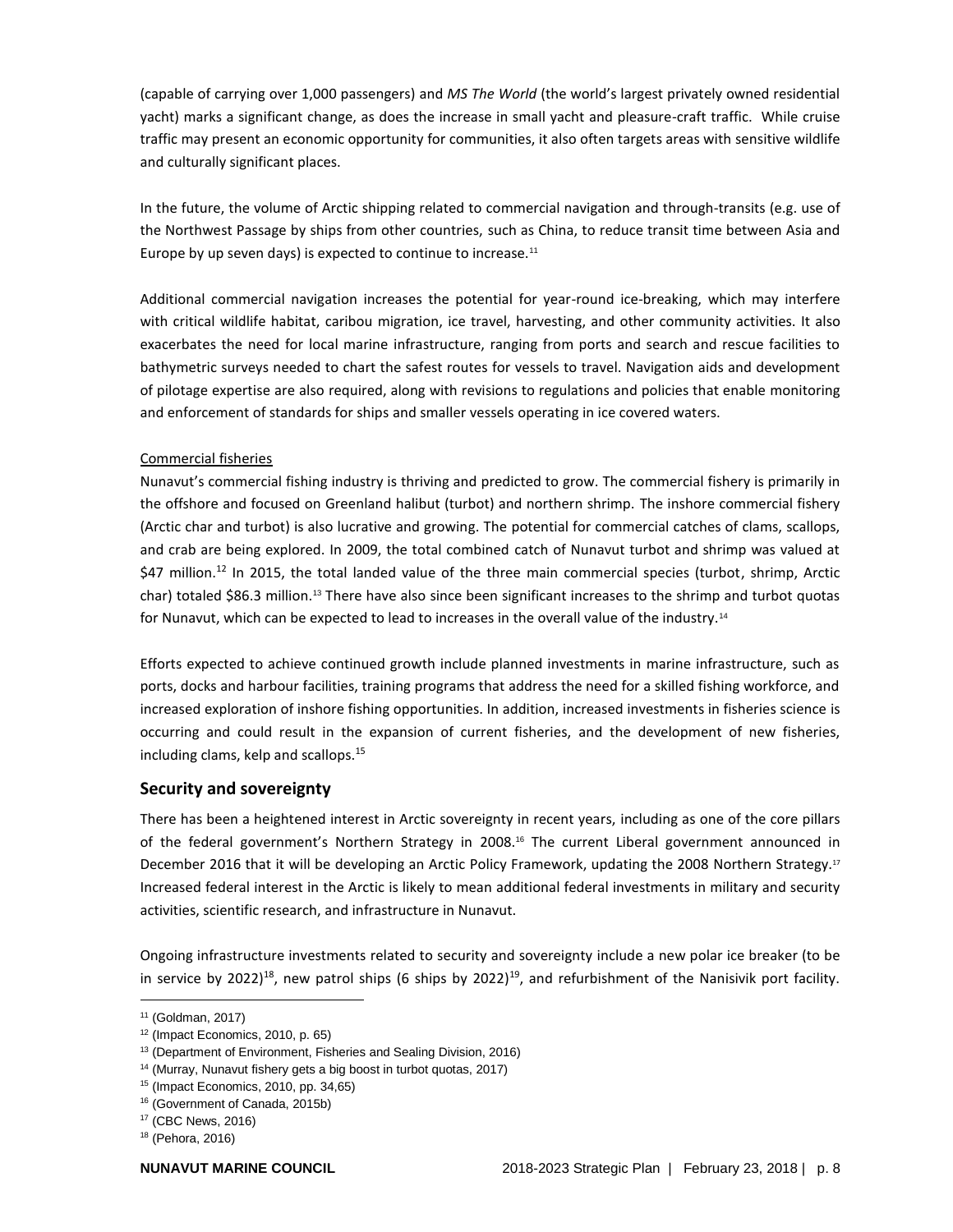(capable of carrying over 1,000 passengers) and *MS The World* (the world's largest privately owned residential yacht) marks a significant change, as does the increase in small yacht and pleasure-craft traffic. While cruise traffic may present an economic opportunity for communities, it also often targets areas with sensitive wildlife and culturally significant places.

In the future, the volume of Arctic shipping related to commercial navigation and through-transits (e.g. use of the Northwest Passage by ships from other countries, such as China, to reduce transit time between Asia and Europe by up seven days) is expected to continue to increase.[11]

Additional commercial navigation increases the potential for year-round ice-breaking, which may interfere with critical wildlife habitat, caribou migration, ice travel, harvesting, and other community activities. It also exacerbates the need for local marine infrastructure, ranging from ports and search and rescue facilities to bathymetric surveys needed to chart the safest routes for vessels to travel. Navigation aids and development of pilotage expertise are also required, along with revisions to regulations and policies that enable monitoring and enforcement of standards for ships and smaller vessels operating in ice covered waters.

Commercial fisheries

Nunavut's commercial fishing industry is thriving and predicted to grow. The commercial fishery is primarily in the offshore and focused on Greenland halibut (turbot) and northern shrimp. The inshore commercial fishery (Arctic char and turbot) is also lucrative and growing. The potential for commercial catches of clams, scallops, and crab are being explored. In 2009, the total combined catch of Nunavut turbot and shrimp was valued at $47 million.[12] In 2015, the total landed value of the three main commercial species (turbot, shrimp, Arctic char) totaled $86.3 million.[13] There have also since been significant increases to the shrimp and turbot quotas for Nunavut, which can be expected to lead to increases in the overall value of the industry.[14]

Efforts expected to achieve continued growth include planned investments in marine infrastructure, such as ports, docks and harbour facilities, training programs that address the need for a skilled fishing workforce, and increased exploration of inshore fishing opportunities. In addition, increased investments in fisheries science is occurring and could result in the expansion of current fisheries, and the development of new fisheries, including clams, kelp and scallops.[15]

## Security and sovereignty

There has been a heightened interest in Arctic sovereignty in recent years, including as one of the core pillars of the federal government's Northern Strategy in 2008.[16] The current Liberal government announced in December 2016 that it will be developing an Arctic Policy Framework, updating the 2008 Northern Strategy.[17] Increased federal interest in the Arctic is likely to mean additional federal investments in military and security activities, scientific research, and infrastructure in Nunavut.

Ongoing infrastructure investments related to security and sovereignty include a new polar ice breaker (to be in service by 2022)[18], new patrol ships (6 ships by 2022)[19], and refurbishment of the Nanisivik port facility.

[11] (Goldman, 2017)
[12] (Impact Economics, 2010, p. 65)
[13] (Department of Environment, Fisheries and Sealing Division, 2016)
[14] (Murray, Nunavut fishery gets a big boost in turbot quotas, 2017)
[15] (Impact Economics, 2010, pp. 34,65)
[16] (Government of Canada, 2015b)
[17] (CBC News, 2016)
[18] (Pehora, 2016)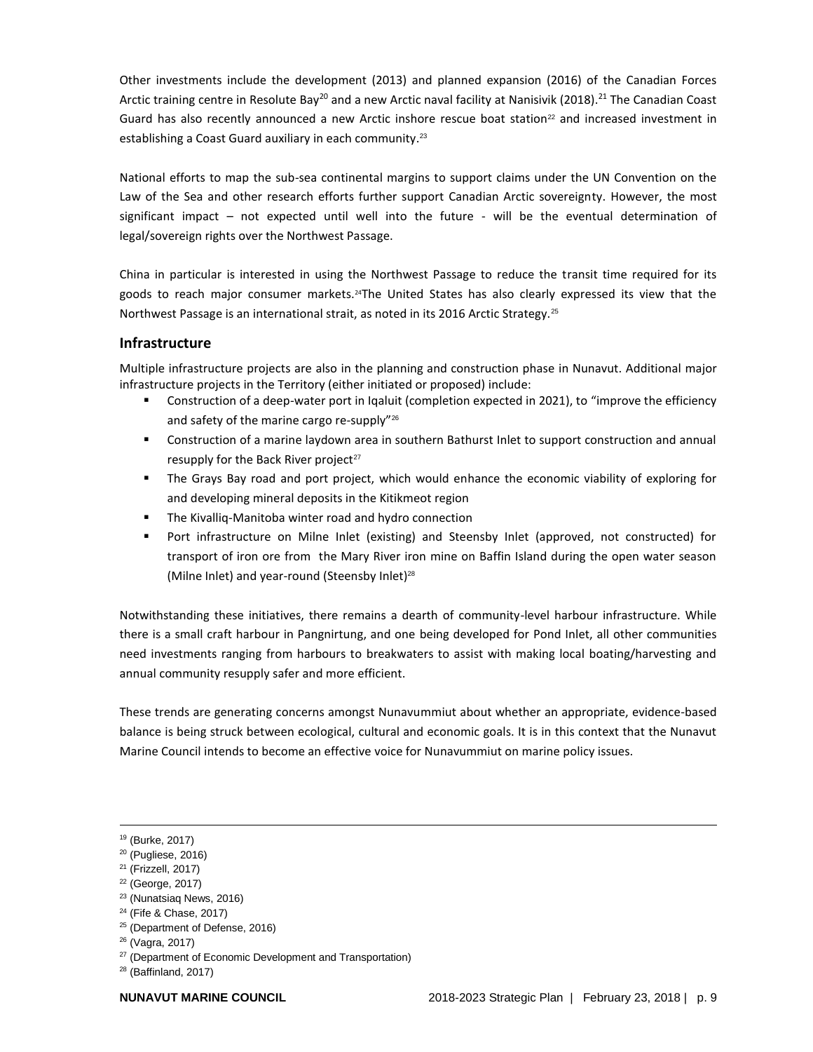Other investments include the development (2013) and planned expansion (2016) of the Canadian Forces Arctic training centre in Resolute Bay[20] and a new Arctic naval facility at Nanisivik (2018).[21] The Canadian Coast Guard has also recently announced a new Arctic inshore rescue boat station[22] and increased investment in establishing a Coast Guard auxiliary in each community.[23]

National efforts to map the sub-sea continental margins to support claims under the UN Convention on the Law of the Sea and other research efforts further support Canadian Arctic sovereignty. However, the most significant impact – not expected until well into the future - will be the eventual determination of legal/sovereign rights over the Northwest Passage.

China in particular is interested in using the Northwest Passage to reduce the transit time required for its goods to reach major consumer markets.[24]The United States has also clearly expressed its view that the Northwest Passage is an international strait, as noted in its 2016 Arctic Strategy.[25]

## Infrastructure

Multiple infrastructure projects are also in the planning and construction phase in Nunavut. Additional major infrastructure projects in the Territory (either initiated or proposed) include:

- Construction of a deep-water port in Iqaluit (completion expected in 2021), to "improve the efficiency and safety of the marine cargo re-supply"[26]
- Construction of a marine laydown area in southern Bathurst Inlet to support construction and annual resupply for the Back River project[27]
- The Grays Bay road and port project, which would enhance the economic viability of exploring for and developing mineral deposits in the Kitikmeot region
- The Kivalliq-Manitoba winter road and hydro connection
- Port infrastructure on Milne Inlet (existing) and Steensby Inlet (approved, not constructed) for transport of iron ore from the Mary River iron mine on Baffin Island during the open water season (Milne Inlet) and year-round (Steensby Inlet)[28]

Notwithstanding these initiatives, there remains a dearth of community-level harbour infrastructure. While there is a small craft harbour in Pangnirtung, and one being developed for Pond Inlet, all other communities need investments ranging from harbours to breakwaters to assist with making local boating/harvesting and annual community resupply safer and more efficient.

These trends are generating concerns amongst Nunavummiut about whether an appropriate, evidence-based balance is being struck between ecological, cultural and economic goals. It is in this context that the Nunavut Marine Council intends to become an effective voice for Nunavummiut on marine policy issues.

---

[19] (Burke, 2017)
[20] (Pugliese, 2016)
[21] (Frizzell, 2017)
[22] (George, 2017)
[23] (Nunatsiaq News, 2016)
[24] (Fife & Chase, 2017)
[25] (Department of Defense, 2016)
[26] (Vagra, 2017)
[27] (Department of Economic Development and Transportation)
[28] (Baffinland, 2017)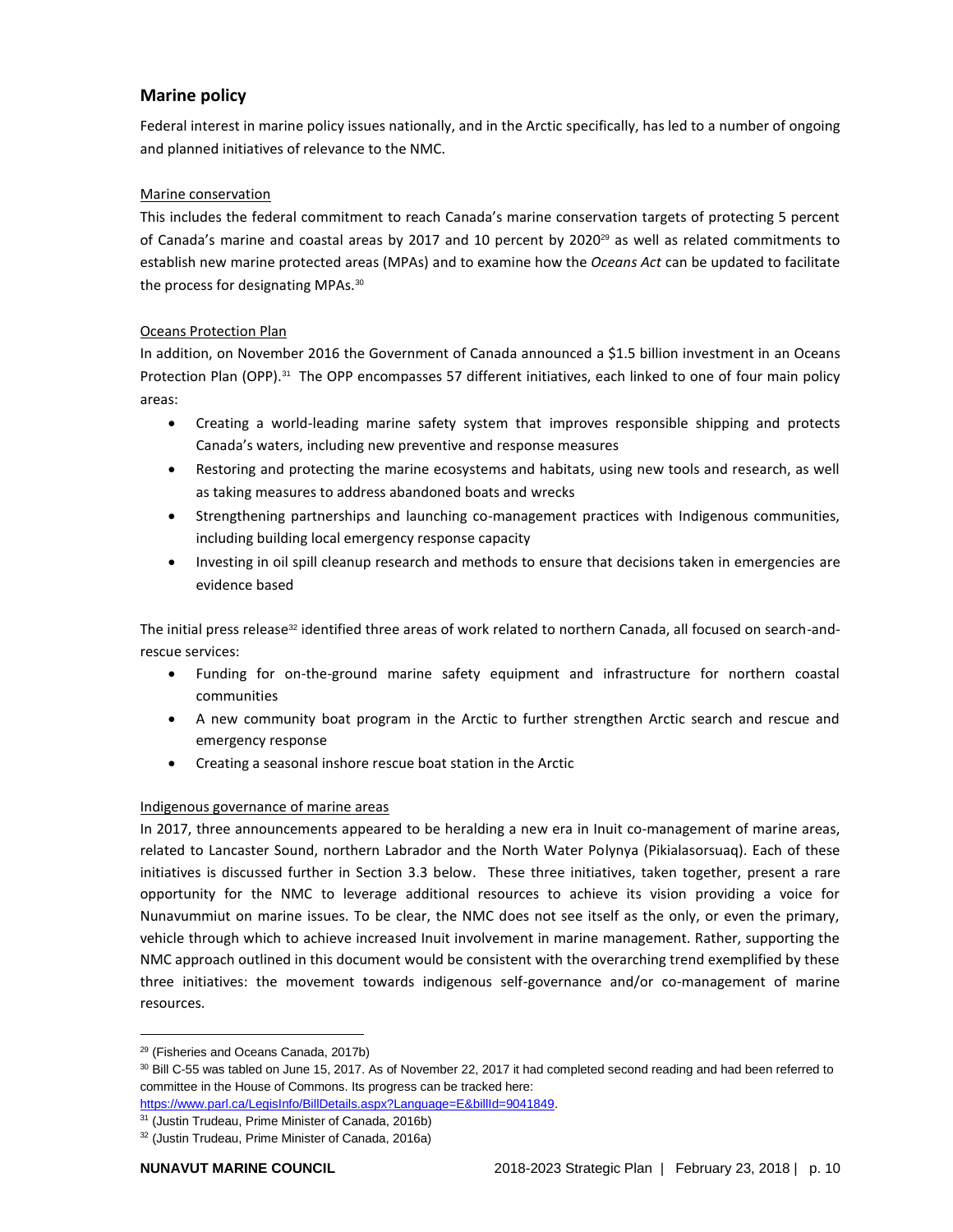## Marine policy

Federal interest in marine policy issues nationally, and in the Arctic specifically, has led to a number of ongoing and planned initiatives of relevance to the NMC.

Marine conservation

This includes the federal commitment to reach Canada's marine conservation targets of protecting 5 percent of Canada's marine and coastal areas by 2017 and 10 percent by 2020[29] as well as related commitments to establish new marine protected areas (MPAs) and to examine how the *Oceans Act* can be updated to facilitate the process for designating MPAs.[30]

Oceans Protection Plan

In addition, on November 2016 the Government of Canada announced a $1.5 billion investment in an Oceans Protection Plan (OPP).[31] The OPP encompasses 57 different initiatives, each linked to one of four main policy areas:

- Creating a world-leading marine safety system that improves responsible shipping and protects Canada's waters, including new preventive and response measures
- Restoring and protecting the marine ecosystems and habitats, using new tools and research, as well as taking measures to address abandoned boats and wrecks
- Strengthening partnerships and launching co-management practices with Indigenous communities, including building local emergency response capacity
- Investing in oil spill cleanup research and methods to ensure that decisions taken in emergencies are evidence based

The initial press release[32] identified three areas of work related to northern Canada, all focused on search-and-rescue services:

- Funding for on-the-ground marine safety equipment and infrastructure for northern coastal communities
- A new community boat program in the Arctic to further strengthen Arctic search and rescue and emergency response
- Creating a seasonal inshore rescue boat station in the Arctic

Indigenous governance of marine areas

In 2017, three announcements appeared to be heralding a new era in Inuit co-management of marine areas, related to Lancaster Sound, northern Labrador and the North Water Polynya (Pikialasorsuaq). Each of these initiatives is discussed further in Section 3.3 below. These three initiatives, taken together, present a rare opportunity for the NMC to leverage additional resources to achieve its vision providing a voice for Nunavummiut on marine issues. To be clear, the NMC does not see itself as the only, or even the primary, vehicle through which to achieve increased Inuit involvement in marine management. Rather, supporting the NMC approach outlined in this document would be consistent with the overarching trend exemplified by these three initiatives: the movement towards indigenous self-governance and/or co-management of marine resources.

---

[29] (Fisheries and Oceans Canada, 2017b)

[30] Bill C-55 was tabled on June 15, 2017. As of November 22, 2017 it had completed second reading and had been referred to committee in the House of Commons. Its progress can be tracked here: https://www.parl.ca/LegisInfo/BillDetails.aspx?Language=E&billId=9041849.

[31] (Justin Trudeau, Prime Minister of Canada, 2016b)

[32] (Justin Trudeau, Prime Minister of Canada, 2016a)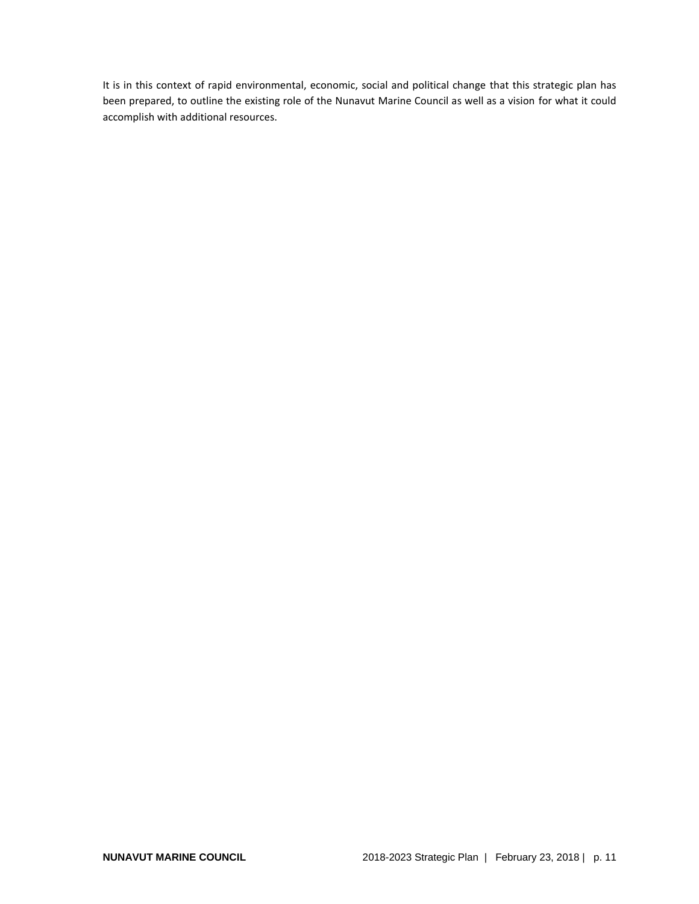It is in this context of rapid environmental, economic, social and political change that this strategic plan has been prepared, to outline the existing role of the Nunavut Marine Council as well as a vision for what it could accomplish with additional resources.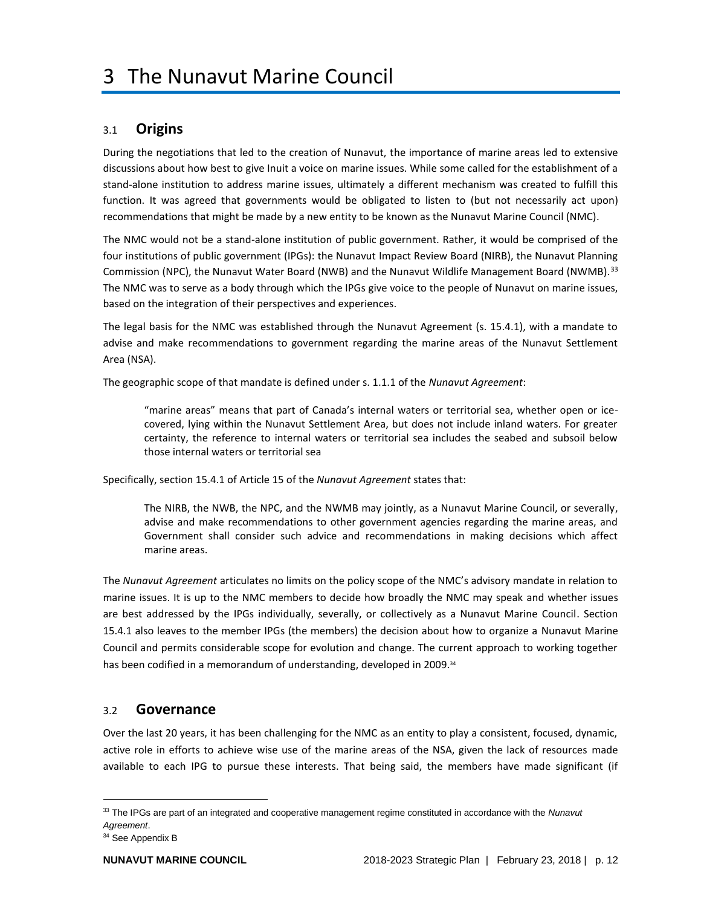# 3 The Nunavut Marine Council

## 3.1 Origins

During the negotiations that led to the creation of Nunavut, the importance of marine areas led to extensive discussions about how best to give Inuit a voice on marine issues. While some called for the establishment of a stand-alone institution to address marine issues, ultimately a different mechanism was created to fulfill this function. It was agreed that governments would be obligated to listen to (but not necessarily act upon) recommendations that might be made by a new entity to be known as the Nunavut Marine Council (NMC).

The NMC would not be a stand-alone institution of public government. Rather, it would be comprised of the four institutions of public government (IPGs): the Nunavut Impact Review Board (NIRB), the Nunavut Planning Commission (NPC), the Nunavut Water Board (NWB) and the Nunavut Wildlife Management Board (NWMB).[33] The NMC was to serve as a body through which the IPGs give voice to the people of Nunavut on marine issues, based on the integration of their perspectives and experiences.

The legal basis for the NMC was established through the Nunavut Agreement (s. 15.4.1), with a mandate to advise and make recommendations to government regarding the marine areas of the Nunavut Settlement Area (NSA).

The geographic scope of that mandate is defined under s. 1.1.1 of the *Nunavut Agreement*:

> "marine areas" means that part of Canada's internal waters or territorial sea, whether open or ice-covered, lying within the Nunavut Settlement Area, but does not include inland waters. For greater certainty, the reference to internal waters or territorial sea includes the seabed and subsoil below those internal waters or territorial sea

Specifically, section 15.4.1 of Article 15 of the *Nunavut Agreement* states that:

> The NIRB, the NWB, the NPC, and the NWMB may jointly, as a Nunavut Marine Council, or severally, advise and make recommendations to other government agencies regarding the marine areas, and Government shall consider such advice and recommendations in making decisions which affect marine areas.

The *Nunavut Agreement* articulates no limits on the policy scope of the NMC's advisory mandate in relation to marine issues. It is up to the NMC members to decide how broadly the NMC may speak and whether issues are best addressed by the IPGs individually, severally, or collectively as a Nunavut Marine Council. Section 15.4.1 also leaves to the member IPGs (the members) the decision about how to organize a Nunavut Marine Council and permits considerable scope for evolution and change. The current approach to working together has been codified in a memorandum of understanding, developed in 2009.[34]

## 3.2 Governance

Over the last 20 years, it has been challenging for the NMC as an entity to play a consistent, focused, dynamic, active role in efforts to achieve wise use of the marine areas of the NSA, given the lack of resources made available to each IPG to pursue these interests. That being said, the members have made significant (if

---

[33] The IPGs are part of an integrated and cooperative management regime constituted in accordance with the *Nunavut Agreement*.

[34] See Appendix B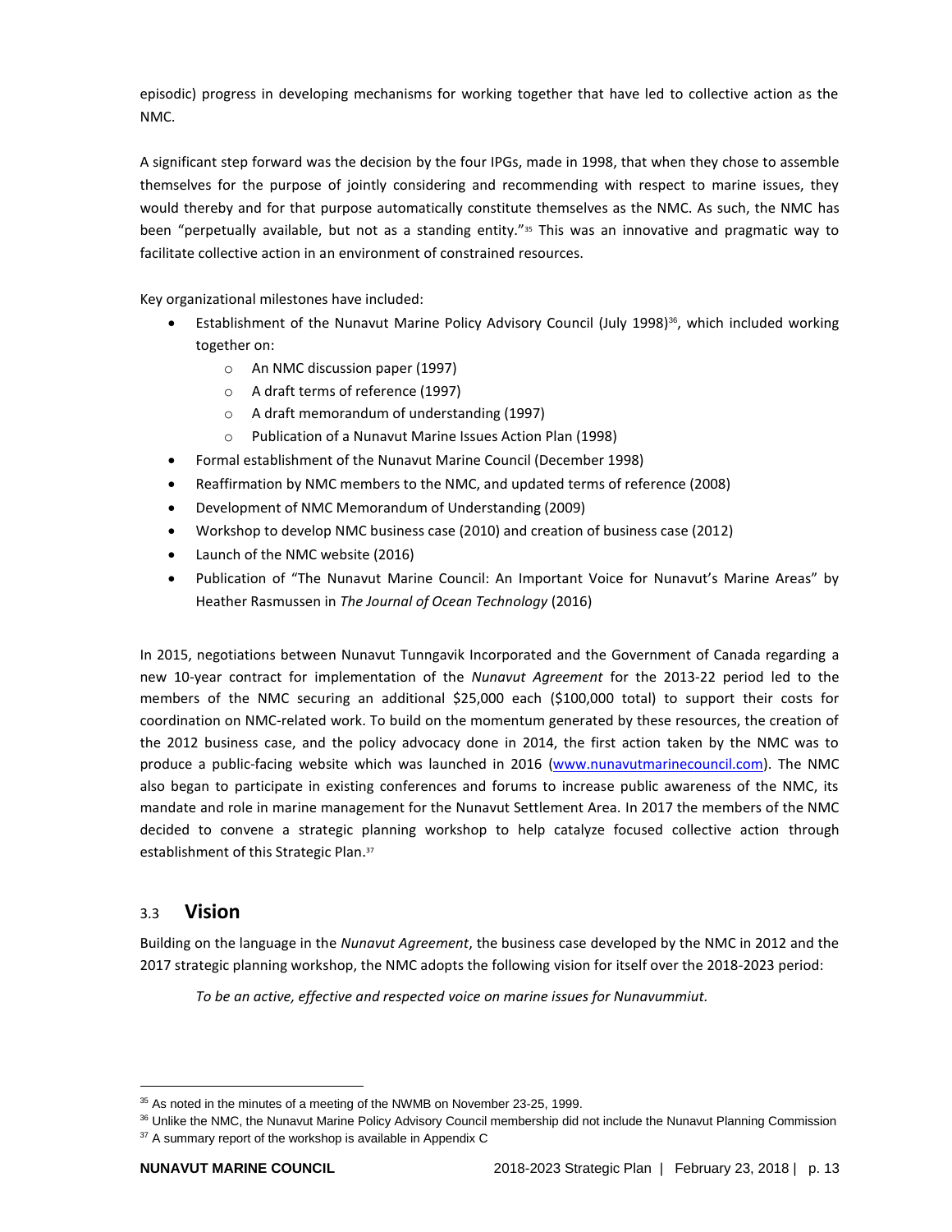episodic) progress in developing mechanisms for working together that have led to collective action as the NMC.

A significant step forward was the decision by the four IPGs, made in 1998, that when they chose to assemble themselves for the purpose of jointly considering and recommending with respect to marine issues, they would thereby and for that purpose automatically constitute themselves as the NMC. As such, the NMC has been "perpetually available, but not as a standing entity."[35] This was an innovative and pragmatic way to facilitate collective action in an environment of constrained resources.

Key organizational milestones have included:

- Establishment of the Nunavut Marine Policy Advisory Council (July 1998)[36], which included working together on:
    - An NMC discussion paper (1997)
    - A draft terms of reference (1997)
    - A draft memorandum of understanding (1997)
    - Publication of a Nunavut Marine Issues Action Plan (1998)
- Formal establishment of the Nunavut Marine Council (December 1998)
- Reaffirmation by NMC members to the NMC, and updated terms of reference (2008)
- Development of NMC Memorandum of Understanding (2009)
- Workshop to develop NMC business case (2010) and creation of business case (2012)
- Launch of the NMC website (2016)
- Publication of "The Nunavut Marine Council: An Important Voice for Nunavut's Marine Areas" by Heather Rasmussen in *The Journal of Ocean Technology* (2016)

In 2015, negotiations between Nunavut Tunngavik Incorporated and the Government of Canada regarding a new 10-year contract for implementation of the *Nunavut Agreement* for the 2013-22 period led to the members of the NMC securing an additional $25,000 each ($100,000 total) to support their costs for coordination on NMC-related work. To build on the momentum generated by these resources, the creation of the 2012 business case, and the policy advocacy done in 2014, the first action taken by the NMC was to produce a public-facing website which was launched in 2016 (www.nunavutmarinecouncil.com). The NMC also began to participate in existing conferences and forums to increase public awareness of the NMC, its mandate and role in marine management for the Nunavut Settlement Area. In 2017 the members of the NMC decided to convene a strategic planning workshop to help catalyze focused collective action through establishment of this Strategic Plan.[37]

## 3.3 Vision

Building on the language in the *Nunavut Agreement*, the business case developed by the NMC in 2012 and the 2017 strategic planning workshop, the NMC adopts the following vision for itself over the 2018-2023 period:

*To be an active, effective and respected voice on marine issues for Nunavummiut.*

---

[35] As noted in the minutes of a meeting of the NWMB on November 23-25, 1999.

[36] Unlike the NMC, the Nunavut Marine Policy Advisory Council membership did not include the Nunavut Planning Commission

[37] A summary report of the workshop is available in Appendix C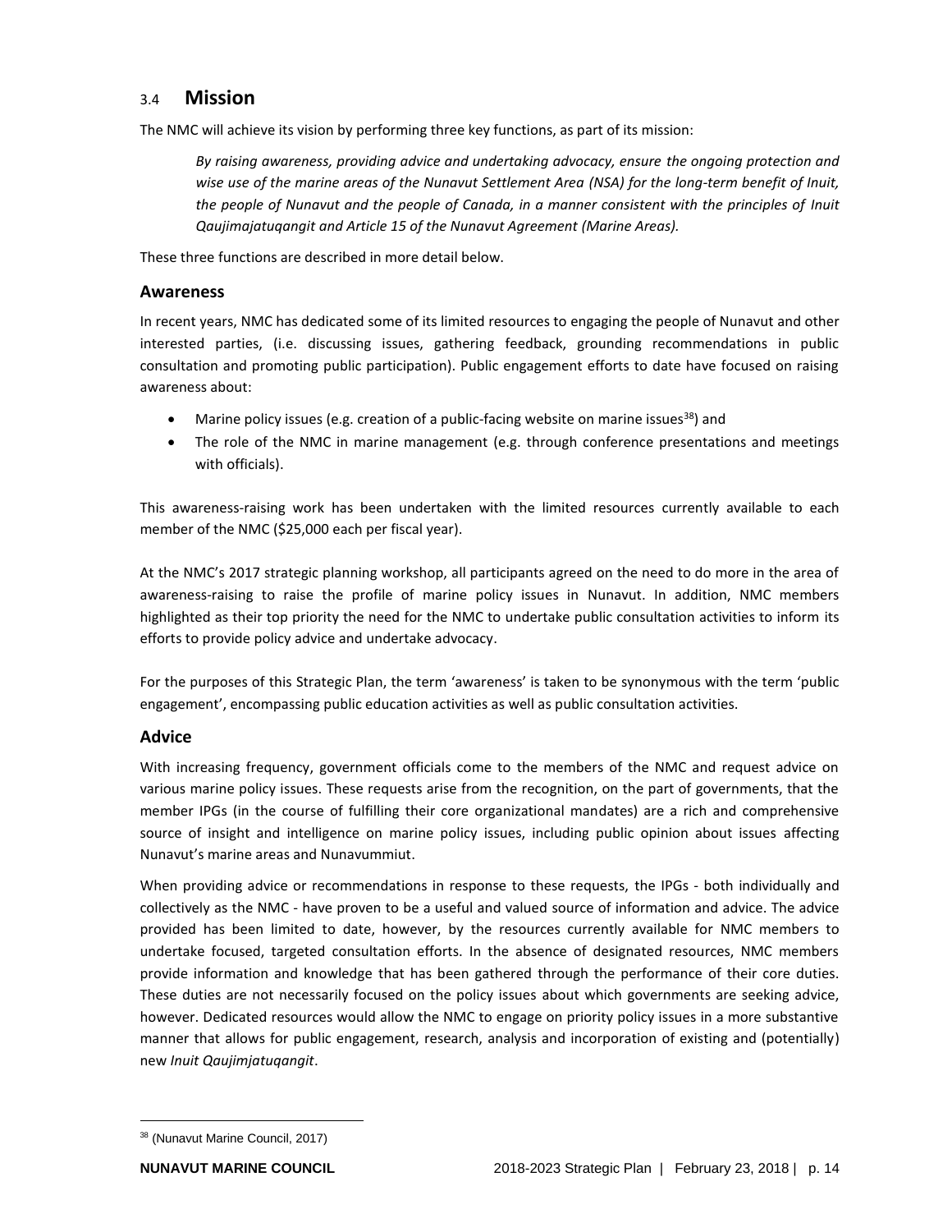## 3.4 Mission

The NMC will achieve its vision by performing three key functions, as part of its mission:

> *By raising awareness, providing advice and undertaking advocacy, ensure the ongoing protection and wise use of the marine areas of the Nunavut Settlement Area (NSA) for the long-term benefit of Inuit, the people of Nunavut and the people of Canada, in a manner consistent with the principles of Inuit Qaujimajatuqangit and Article 15 of the Nunavut Agreement (Marine Areas).*

These three functions are described in more detail below.

### Awareness

In recent years, NMC has dedicated some of its limited resources to engaging the people of Nunavut and other interested parties, (i.e. discussing issues, gathering feedback, grounding recommendations in public consultation and promoting public participation). Public engagement efforts to date have focused on raising awareness about:

- Marine policy issues (e.g. creation of a public-facing website on marine issues[38]) and
- The role of the NMC in marine management (e.g. through conference presentations and meetings with officials).

This awareness-raising work has been undertaken with the limited resources currently available to each member of the NMC ($25,000 each per fiscal year).

At the NMC's 2017 strategic planning workshop, all participants agreed on the need to do more in the area of awareness-raising to raise the profile of marine policy issues in Nunavut. In addition, NMC members highlighted as their top priority the need for the NMC to undertake public consultation activities to inform its efforts to provide policy advice and undertake advocacy.

For the purposes of this Strategic Plan, the term 'awareness' is taken to be synonymous with the term 'public engagement', encompassing public education activities as well as public consultation activities.

### Advice

With increasing frequency, government officials come to the members of the NMC and request advice on various marine policy issues. These requests arise from the recognition, on the part of governments, that the member IPGs (in the course of fulfilling their core organizational mandates) are a rich and comprehensive source of insight and intelligence on marine policy issues, including public opinion about issues affecting Nunavut's marine areas and Nunavummiut.

When providing advice or recommendations in response to these requests, the IPGs - both individually and collectively as the NMC - have proven to be a useful and valued source of information and advice. The advice provided has been limited to date, however, by the resources currently available for NMC members to undertake focused, targeted consultation efforts. In the absence of designated resources, NMC members provide information and knowledge that has been gathered through the performance of their core duties. These duties are not necessarily focused on the policy issues about which governments are seeking advice, however. Dedicated resources would allow the NMC to engage on priority policy issues in a more substantive manner that allows for public engagement, research, analysis and incorporation of existing and (potentially) new *Inuit Qaujimjatuqangit*.

[38] (Nunavut Marine Council, 2017)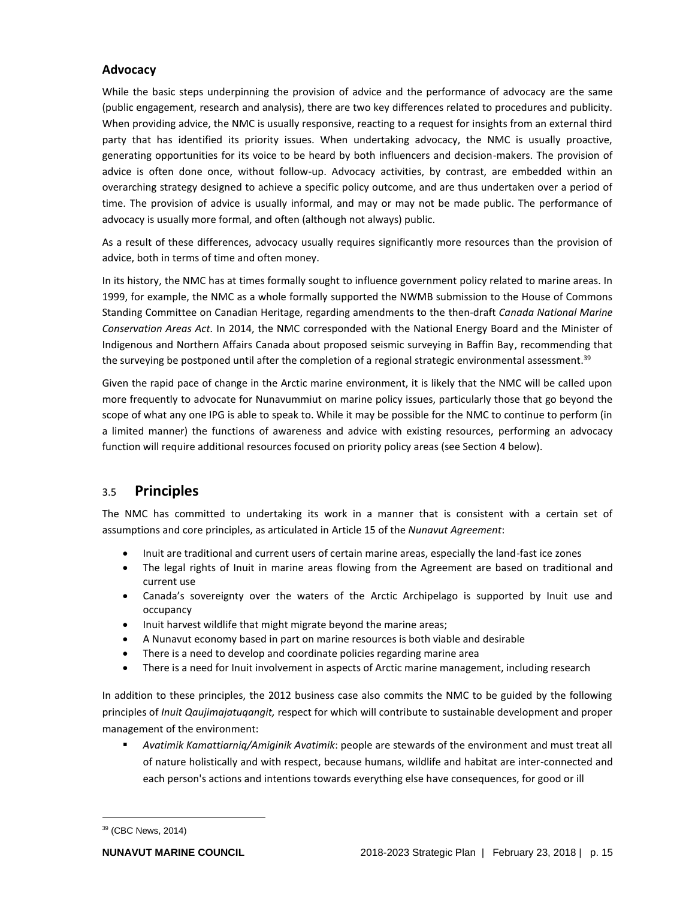### Advocacy

While the basic steps underpinning the provision of advice and the performance of advocacy are the same (public engagement, research and analysis), there are two key differences related to procedures and publicity. When providing advice, the NMC is usually responsive, reacting to a request for insights from an external third party that has identified its priority issues. When undertaking advocacy, the NMC is usually proactive, generating opportunities for its voice to be heard by both influencers and decision-makers. The provision of advice is often done once, without follow-up. Advocacy activities, by contrast, are embedded within an overarching strategy designed to achieve a specific policy outcome, and are thus undertaken over a period of time. The provision of advice is usually informal, and may or may not be made public. The performance of advocacy is usually more formal, and often (although not always) public.

As a result of these differences, advocacy usually requires significantly more resources than the provision of advice, both in terms of time and often money.

In its history, the NMC has at times formally sought to influence government policy related to marine areas. In 1999, for example, the NMC as a whole formally supported the NWMB submission to the House of Commons Standing Committee on Canadian Heritage, regarding amendments to the then-draft *Canada National Marine Conservation Areas Act.* In 2014, the NMC corresponded with the National Energy Board and the Minister of Indigenous and Northern Affairs Canada about proposed seismic surveying in Baffin Bay, recommending that the surveying be postponed until after the completion of a regional strategic environmental assessment.[39]

Given the rapid pace of change in the Arctic marine environment, it is likely that the NMC will be called upon more frequently to advocate for Nunavummiut on marine policy issues, particularly those that go beyond the scope of what any one IPG is able to speak to. While it may be possible for the NMC to continue to perform (in a limited manner) the functions of awareness and advice with existing resources, performing an advocacy function will require additional resources focused on priority policy areas (see Section 4 below).

## 3.5 Principles

The NMC has committed to undertaking its work in a manner that is consistent with a certain set of assumptions and core principles, as articulated in Article 15 of the *Nunavut Agreement*:

- Inuit are traditional and current users of certain marine areas, especially the land-fast ice zones
- The legal rights of Inuit in marine areas flowing from the Agreement are based on traditional and current use
- Canada's sovereignty over the waters of the Arctic Archipelago is supported by Inuit use and occupancy
- Inuit harvest wildlife that might migrate beyond the marine areas;
- A Nunavut economy based in part on marine resources is both viable and desirable
- There is a need to develop and coordinate policies regarding marine area
- There is a need for Inuit involvement in aspects of Arctic marine management, including research

In addition to these principles, the 2012 business case also commits the NMC to be guided by the following principles of *Inuit Qaujimajatuqangit,* respect for which will contribute to sustainable development and proper management of the environment:

- *Avatimik Kamattiarniq/Amiginik Avatimik*: people are stewards of the environment and must treat all of nature holistically and with respect, because humans, wildlife and habitat are inter-connected and each person's actions and intentions towards everything else have consequences, for good or ill

[39] (CBC News, 2014)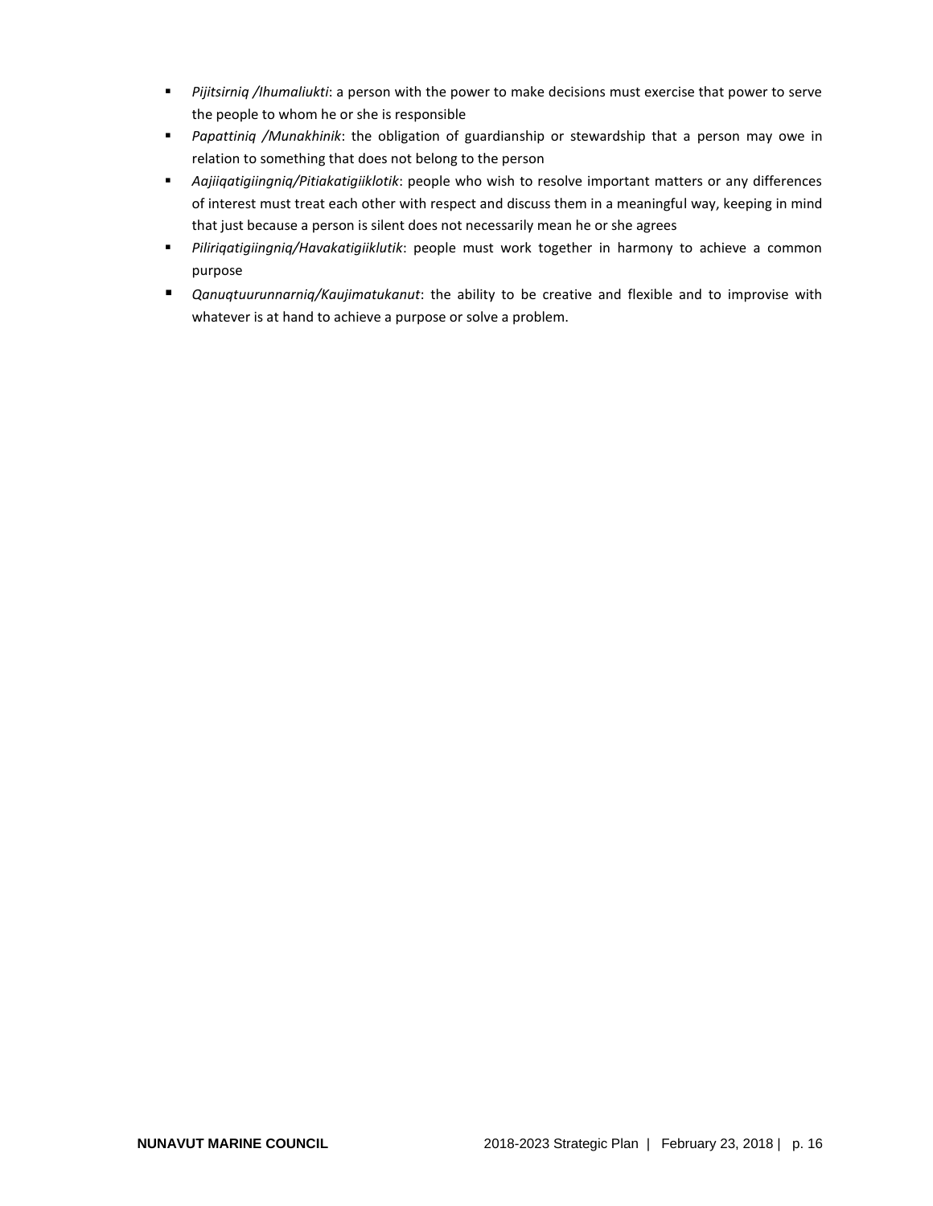- *Pijitsirniq /Ihumaliukti*: a person with the power to make decisions must exercise that power to serve the people to whom he or she is responsible
- *Papattiniq /Munakhinik*: the obligation of guardianship or stewardship that a person may owe in relation to something that does not belong to the person
- *Aajiiqatigiingniq/Pitiakatigiiklotik*: people who wish to resolve important matters or any differences of interest must treat each other with respect and discuss them in a meaningful way, keeping in mind that just because a person is silent does not necessarily mean he or she agrees
- *Piliriqatigiingniq/Havakatigiiklutik*: people must work together in harmony to achieve a common purpose
- *Qanuqtuurunnarniq/Kaujimatukanut*: the ability to be creative and flexible and to improvise with whatever is at hand to achieve a purpose or solve a problem.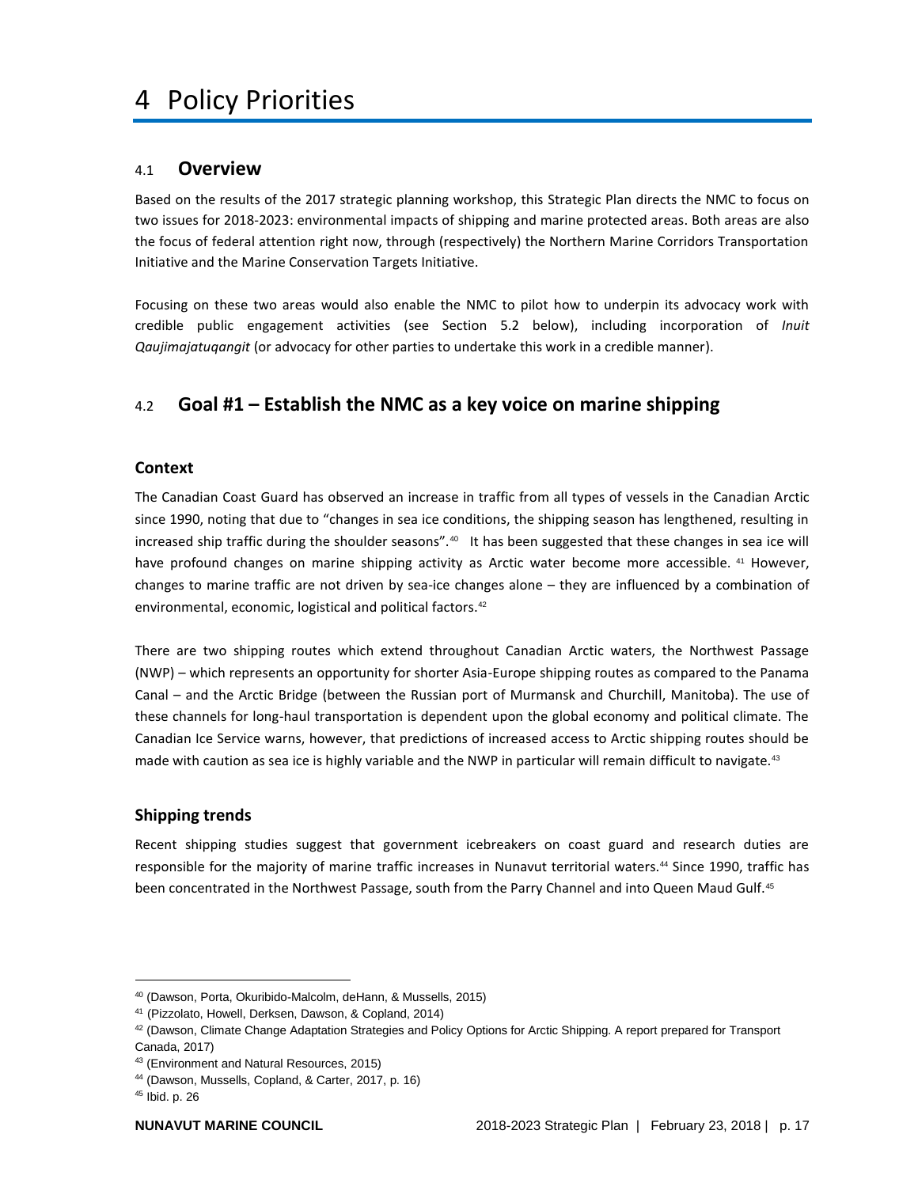# 4 Policy Priorities

## 4.1 Overview

Based on the results of the 2017 strategic planning workshop, this Strategic Plan directs the NMC to focus on two issues for 2018-2023: environmental impacts of shipping and marine protected areas. Both areas are also the focus of federal attention right now, through (respectively) the Northern Marine Corridors Transportation Initiative and the Marine Conservation Targets Initiative.

Focusing on these two areas would also enable the NMC to pilot how to underpin its advocacy work with credible public engagement activities (see Section 5.2 below), including incorporation of *Inuit Qaujimajatuqangit* (or advocacy for other parties to undertake this work in a credible manner).

## 4.2 Goal #1 – Establish the NMC as a key voice on marine shipping

### Context

The Canadian Coast Guard has observed an increase in traffic from all types of vessels in the Canadian Arctic since 1990, noting that due to "changes in sea ice conditions, the shipping season has lengthened, resulting in increased ship traffic during the shoulder seasons".[40] It has been suggested that these changes in sea ice will have profound changes on marine shipping activity as Arctic water become more accessible.[41] However, changes to marine traffic are not driven by sea-ice changes alone – they are influenced by a combination of environmental, economic, logistical and political factors.[42]

There are two shipping routes which extend throughout Canadian Arctic waters, the Northwest Passage (NWP) – which represents an opportunity for shorter Asia-Europe shipping routes as compared to the Panama Canal – and the Arctic Bridge (between the Russian port of Murmansk and Churchill, Manitoba). The use of these channels for long-haul transportation is dependent upon the global economy and political climate. The Canadian Ice Service warns, however, that predictions of increased access to Arctic shipping routes should be made with caution as sea ice is highly variable and the NWP in particular will remain difficult to navigate.[43]

### Shipping trends

Recent shipping studies suggest that government icebreakers on coast guard and research duties are responsible for the majority of marine traffic increases in Nunavut territorial waters.[44] Since 1990, traffic has been concentrated in the Northwest Passage, south from the Parry Channel and into Queen Maud Gulf.[45]

---

[40] (Dawson, Porta, Okuribido-Malcolm, deHann, & Mussells, 2015)

[41] (Pizzolato, Howell, Derksen, Dawson, & Copland, 2014)

[42] (Dawson, Climate Change Adaptation Strategies and Policy Options for Arctic Shipping. A report prepared for Transport Canada, 2017)

[43] (Environment and Natural Resources, 2015)

[44] (Dawson, Mussells, Copland, & Carter, 2017, p. 16)

[45] Ibid. p. 26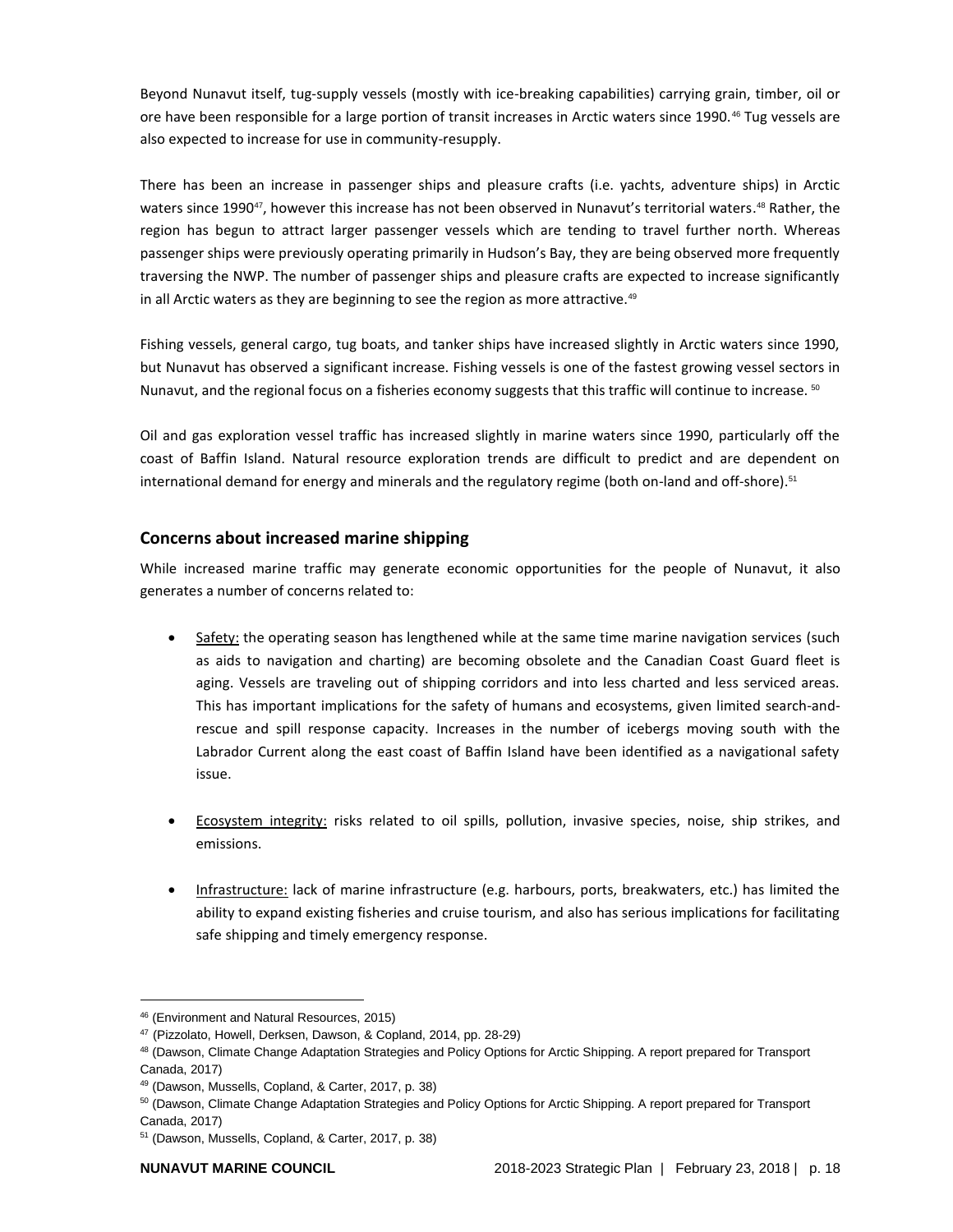Beyond Nunavut itself, tug-supply vessels (mostly with ice-breaking capabilities) carrying grain, timber, oil or ore have been responsible for a large portion of transit increases in Arctic waters since 1990.[46] Tug vessels are also expected to increase for use in community-resupply.

There has been an increase in passenger ships and pleasure crafts (i.e. yachts, adventure ships) in Arctic waters since 1990[47], however this increase has not been observed in Nunavut's territorial waters.[48] Rather, the region has begun to attract larger passenger vessels which are tending to travel further north. Whereas passenger ships were previously operating primarily in Hudson's Bay, they are being observed more frequently traversing the NWP. The number of passenger ships and pleasure crafts are expected to increase significantly in all Arctic waters as they are beginning to see the region as more attractive.[49]

Fishing vessels, general cargo, tug boats, and tanker ships have increased slightly in Arctic waters since 1990, but Nunavut has observed a significant increase. Fishing vessels is one of the fastest growing vessel sectors in Nunavut, and the regional focus on a fisheries economy suggests that this traffic will continue to increase.[50]

Oil and gas exploration vessel traffic has increased slightly in marine waters since 1990, particularly off the coast of Baffin Island. Natural resource exploration trends are difficult to predict and are dependent on international demand for energy and minerals and the regulatory regime (both on-land and off-shore).[51]

## Concerns about increased marine shipping

While increased marine traffic may generate economic opportunities for the people of Nunavut, it also generates a number of concerns related to:

- Safety: the operating season has lengthened while at the same time marine navigation services (such as aids to navigation and charting) are becoming obsolete and the Canadian Coast Guard fleet is aging. Vessels are traveling out of shipping corridors and into less charted and less serviced areas. This has important implications for the safety of humans and ecosystems, given limited search-and-rescue and spill response capacity. Increases in the number of icebergs moving south with the Labrador Current along the east coast of Baffin Island have been identified as a navigational safety issue.

- Ecosystem integrity: risks related to oil spills, pollution, invasive species, noise, ship strikes, and emissions.

- Infrastructure: lack of marine infrastructure (e.g. harbours, ports, breakwaters, etc.) has limited the ability to expand existing fisheries and cruise tourism, and also has serious implications for facilitating safe shipping and timely emergency response.

---

[46] (Environment and Natural Resources, 2015)

[47] (Pizzolato, Howell, Derksen, Dawson, & Copland, 2014, pp. 28-29)

[48] (Dawson, Climate Change Adaptation Strategies and Policy Options for Arctic Shipping. A report prepared for Transport Canada, 2017)

[49] (Dawson, Mussells, Copland, & Carter, 2017, p. 38)

[50] (Dawson, Climate Change Adaptation Strategies and Policy Options for Arctic Shipping. A report prepared for Transport Canada, 2017)

[51] (Dawson, Mussells, Copland, & Carter, 2017, p. 38)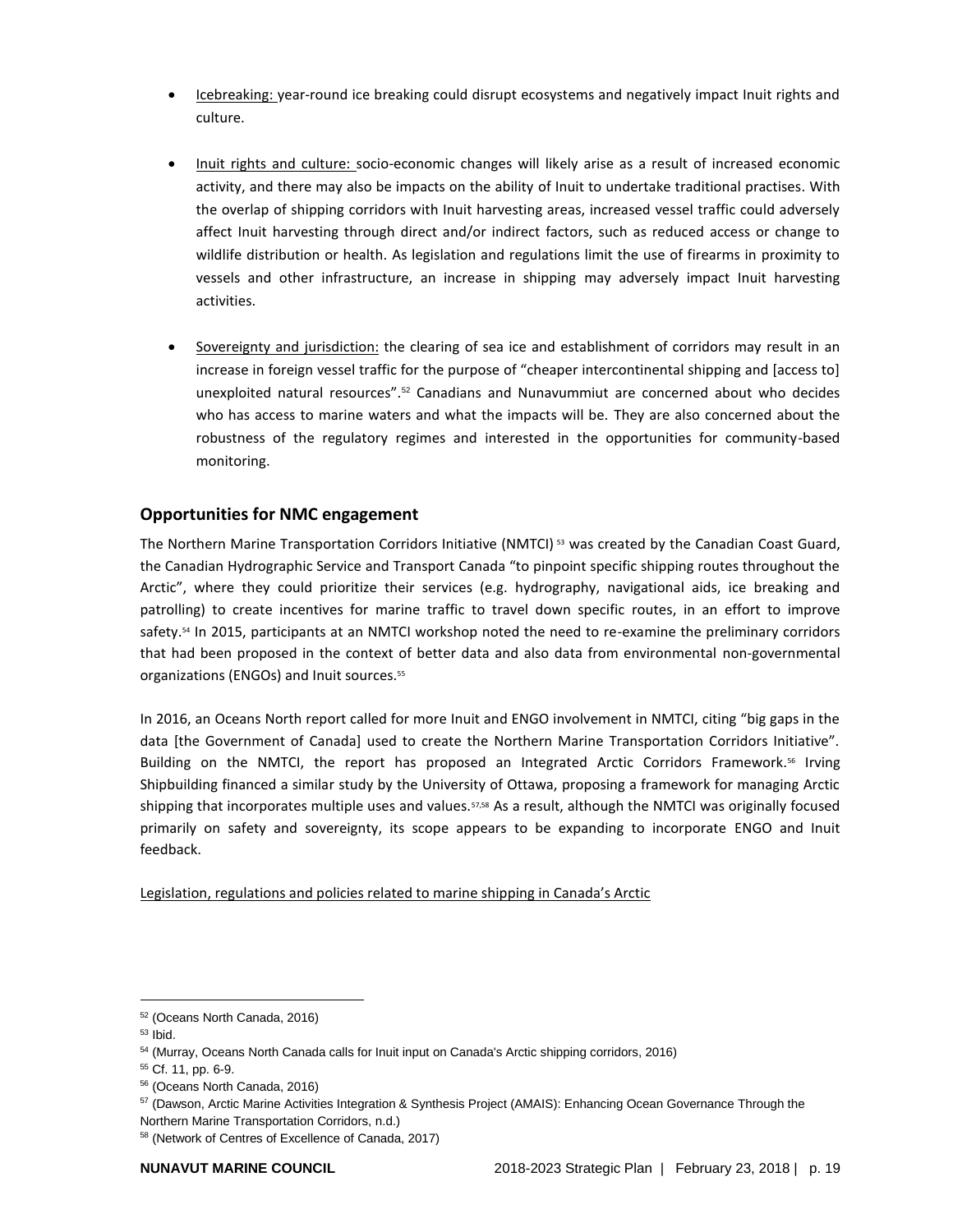- Icebreaking: year-round ice breaking could disrupt ecosystems and negatively impact Inuit rights and culture.

- Inuit rights and culture: socio-economic changes will likely arise as a result of increased economic activity, and there may also be impacts on the ability of Inuit to undertake traditional practises. With the overlap of shipping corridors with Inuit harvesting areas, increased vessel traffic could adversely affect Inuit harvesting through direct and/or indirect factors, such as reduced access or change to wildlife distribution or health. As legislation and regulations limit the use of firearms in proximity to vessels and other infrastructure, an increase in shipping may adversely impact Inuit harvesting activities.

- Sovereignty and jurisdiction: the clearing of sea ice and establishment of corridors may result in an increase in foreign vessel traffic for the purpose of "cheaper intercontinental shipping and [access to] unexploited natural resources".[52] Canadians and Nunavummiut are concerned about who decides who has access to marine waters and what the impacts will be. They are also concerned about the robustness of the regulatory regimes and interested in the opportunities for community-based monitoring.

## Opportunities for NMC engagement

The Northern Marine Transportation Corridors Initiative (NMTCI) [53] was created by the Canadian Coast Guard, the Canadian Hydrographic Service and Transport Canada "to pinpoint specific shipping routes throughout the Arctic", where they could prioritize their services (e.g. hydrography, navigational aids, ice breaking and patrolling) to create incentives for marine traffic to travel down specific routes, in an effort to improve safety.[54] In 2015, participants at an NMTCI workshop noted the need to re-examine the preliminary corridors that had been proposed in the context of better data and also data from environmental non-governmental organizations (ENGOs) and Inuit sources.[55]

In 2016, an Oceans North report called for more Inuit and ENGO involvement in NMTCI, citing "big gaps in the data [the Government of Canada] used to create the Northern Marine Transportation Corridors Initiative". Building on the NMTCI, the report has proposed an Integrated Arctic Corridors Framework.[56] Irving Shipbuilding financed a similar study by the University of Ottawa, proposing a framework for managing Arctic shipping that incorporates multiple uses and values.[57,58] As a result, although the NMTCI was originally focused primarily on safety and sovereignty, its scope appears to be expanding to incorporate ENGO and Inuit feedback.

Legislation, regulations and policies related to marine shipping in Canada's Arctic

---

[52] (Oceans North Canada, 2016)
[53] Ibid.
[54] (Murray, Oceans North Canada calls for Inuit input on Canada's Arctic shipping corridors, 2016)
[55] Cf. 11, pp. 6-9.
[56] (Oceans North Canada, 2016)
[57] (Dawson, Arctic Marine Activities Integration & Synthesis Project (AMAIS): Enhancing Ocean Governance Through the Northern Marine Transportation Corridors, n.d.)
[58] (Network of Centres of Excellence of Canada, 2017)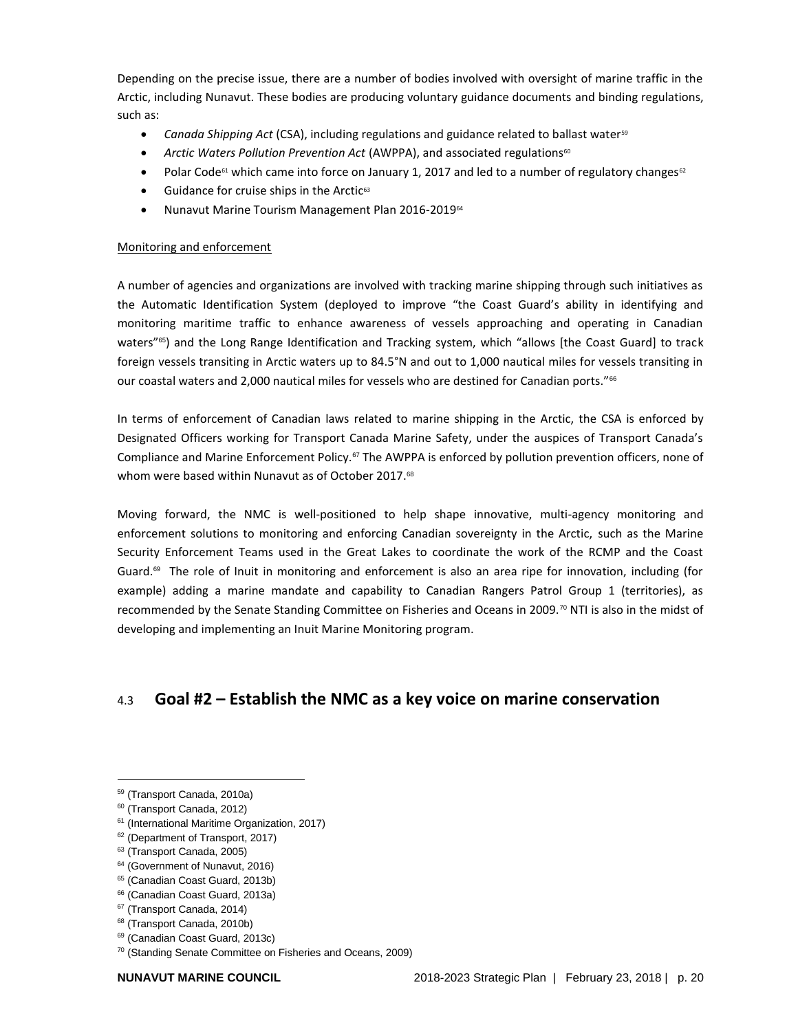Depending on the precise issue, there are a number of bodies involved with oversight of marine traffic in the Arctic, including Nunavut. These bodies are producing voluntary guidance documents and binding regulations, such as:

- *Canada Shipping Act* (CSA), including regulations and guidance related to ballast water[59]
- *Arctic Waters Pollution Prevention Act* (AWPPA), and associated regulations[60]
- Polar Code[61] which came into force on January 1, 2017 and led to a number of regulatory changes[62]
- Guidance for cruise ships in the Arctic[63]
- Nunavut Marine Tourism Management Plan 2016-2019[64]

Monitoring and enforcement

A number of agencies and organizations are involved with tracking marine shipping through such initiatives as the Automatic Identification System (deployed to improve "the Coast Guard's ability in identifying and monitoring maritime traffic to enhance awareness of vessels approaching and operating in Canadian waters"[65]) and the Long Range Identification and Tracking system, which "allows [the Coast Guard] to track foreign vessels transiting in Arctic waters up to 84.5°N and out to 1,000 nautical miles for vessels transiting in our coastal waters and 2,000 nautical miles for vessels who are destined for Canadian ports."[66]

In terms of enforcement of Canadian laws related to marine shipping in the Arctic, the CSA is enforced by Designated Officers working for Transport Canada Marine Safety, under the auspices of Transport Canada's Compliance and Marine Enforcement Policy.[67] The AWPPA is enforced by pollution prevention officers, none of whom were based within Nunavut as of October 2017.[68]

Moving forward, the NMC is well-positioned to help shape innovative, multi-agency monitoring and enforcement solutions to monitoring and enforcing Canadian sovereignty in the Arctic, such as the Marine Security Enforcement Teams used in the Great Lakes to coordinate the work of the RCMP and the Coast Guard.[69] The role of Inuit in monitoring and enforcement is also an area ripe for innovation, including (for example) adding a marine mandate and capability to Canadian Rangers Patrol Group 1 (territories), as recommended by the Senate Standing Committee on Fisheries and Oceans in 2009.[70] NTI is also in the midst of developing and implementing an Inuit Marine Monitoring program.

## 4.3 Goal #2 – Establish the NMC as a key voice on marine conservation

---

[59] (Transport Canada, 2010a)
[60] (Transport Canada, 2012)
[61] (International Maritime Organization, 2017)
[62] (Department of Transport, 2017)
[63] (Transport Canada, 2005)
[64] (Government of Nunavut, 2016)
[65] (Canadian Coast Guard, 2013b)
[66] (Canadian Coast Guard, 2013a)
[67] (Transport Canada, 2014)
[68] (Transport Canada, 2010b)
[69] (Canadian Coast Guard, 2013c)
[70] (Standing Senate Committee on Fisheries and Oceans, 2009)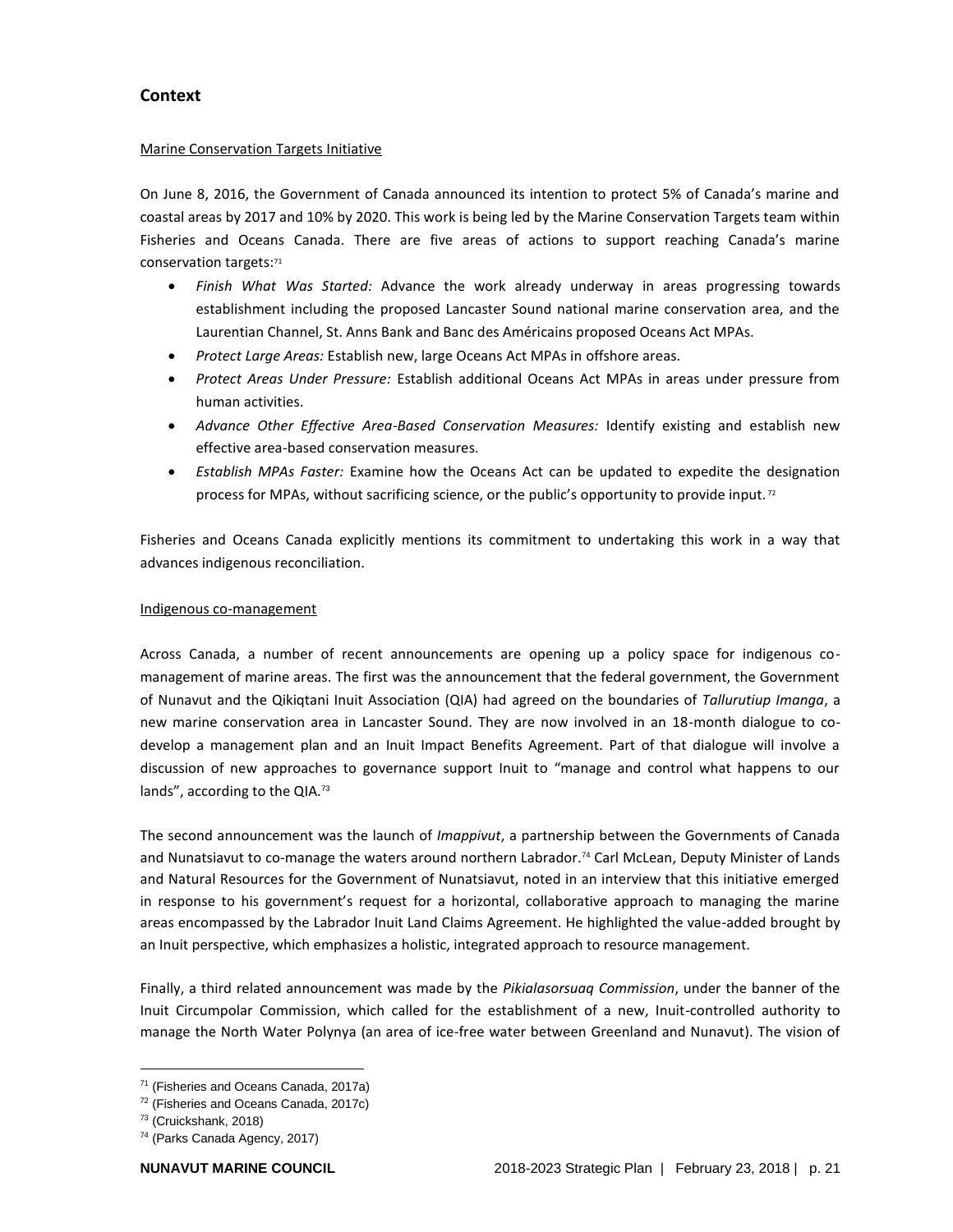## Context

Marine Conservation Targets Initiative

On June 8, 2016, the Government of Canada announced its intention to protect 5% of Canada's marine and coastal areas by 2017 and 10% by 2020. This work is being led by the Marine Conservation Targets team within Fisheries and Oceans Canada. There are five areas of actions to support reaching Canada's marine conservation targets:[71]

- *Finish What Was Started:* Advance the work already underway in areas progressing towards establishment including the proposed Lancaster Sound national marine conservation area, and the Laurentian Channel, St. Anns Bank and Banc des Américains proposed Oceans Act MPAs.
- *Protect Large Areas:* Establish new, large Oceans Act MPAs in offshore areas.
- *Protect Areas Under Pressure:* Establish additional Oceans Act MPAs in areas under pressure from human activities.
- *Advance Other Effective Area-Based Conservation Measures:* Identify existing and establish new effective area-based conservation measures.
- *Establish MPAs Faster:* Examine how the Oceans Act can be updated to expedite the designation process for MPAs, without sacrificing science, or the public's opportunity to provide input.[72]

Fisheries and Oceans Canada explicitly mentions its commitment to undertaking this work in a way that advances indigenous reconciliation.

Indigenous co-management

Across Canada, a number of recent announcements are opening up a policy space for indigenous co-management of marine areas. The first was the announcement that the federal government, the Government of Nunavut and the Qikiqtani Inuit Association (QIA) had agreed on the boundaries of *Tallurutiup Imanga*, a new marine conservation area in Lancaster Sound. They are now involved in an 18-month dialogue to co-develop a management plan and an Inuit Impact Benefits Agreement. Part of that dialogue will involve a discussion of new approaches to governance support Inuit to "manage and control what happens to our lands", according to the QIA.[73]

The second announcement was the launch of *Imappivut*, a partnership between the Governments of Canada and Nunatsiavut to co-manage the waters around northern Labrador.[74] Carl McLean, Deputy Minister of Lands and Natural Resources for the Government of Nunatsiavut, noted in an interview that this initiative emerged in response to his government's request for a horizontal, collaborative approach to managing the marine areas encompassed by the Labrador Inuit Land Claims Agreement. He highlighted the value-added brought by an Inuit perspective, which emphasizes a holistic, integrated approach to resource management.

Finally, a third related announcement was made by the *Pikialasorsuaq Commission*, under the banner of the Inuit Circumpolar Commission, which called for the establishment of a new, Inuit-controlled authority to manage the North Water Polynya (an area of ice-free water between Greenland and Nunavut). The vision of

---

[71] (Fisheries and Oceans Canada, 2017a)

[72] (Fisheries and Oceans Canada, 2017c)

[73] (Cruickshank, 2018)

[74] (Parks Canada Agency, 2017)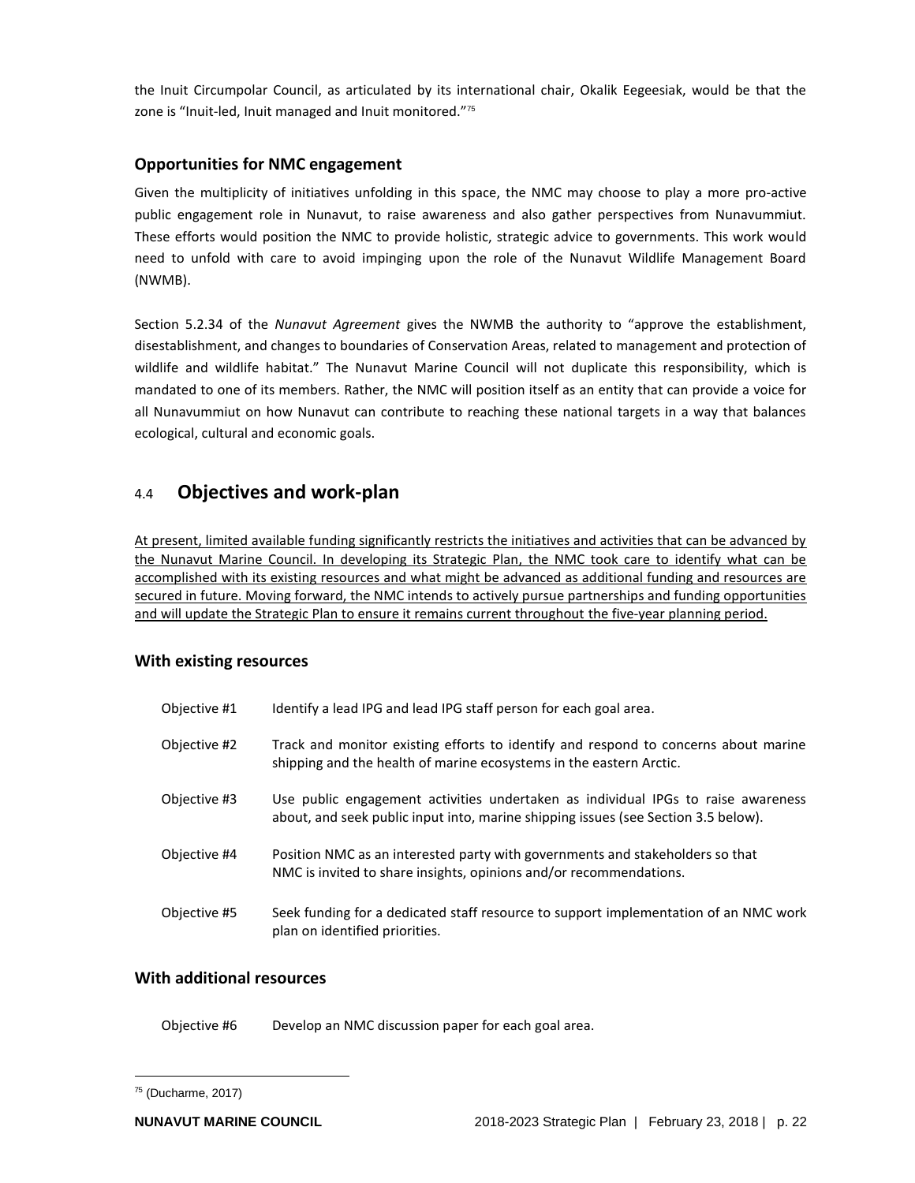the Inuit Circumpolar Council, as articulated by its international chair, Okalik Eegeesiak, would be that the zone is "Inuit-led, Inuit managed and Inuit monitored."[75]

### Opportunities for NMC engagement

Given the multiplicity of initiatives unfolding in this space, the NMC may choose to play a more pro-active public engagement role in Nunavut, to raise awareness and also gather perspectives from Nunavummiut. These efforts would position the NMC to provide holistic, strategic advice to governments. This work would need to unfold with care to avoid impinging upon the role of the Nunavut Wildlife Management Board (NWMB).

Section 5.2.34 of the *Nunavut Agreement* gives the NWMB the authority to "approve the establishment, disestablishment, and changes to boundaries of Conservation Areas, related to management and protection of wildlife and wildlife habitat." The Nunavut Marine Council will not duplicate this responsibility, which is mandated to one of its members. Rather, the NMC will position itself as an entity that can provide a voice for all Nunavummiut on how Nunavut can contribute to reaching these national targets in a way that balances ecological, cultural and economic goals.

## 4.4 Objectives and work-plan

<u>At present, limited available funding significantly restricts the initiatives and activities that can be advanced by the Nunavut Marine Council. In developing its Strategic Plan, the NMC took care to identify what can be accomplished with its existing resources and what might be advanced as additional funding and resources are secured in future. Moving forward, the NMC intends to actively pursue partnerships and funding opportunities and will update the Strategic Plan to ensure it remains current throughout the five-year planning period.</u>

### With existing resources

| | |
|---|---|
| Objective #1 | Identify a lead IPG and lead IPG staff person for each goal area. |
| Objective #2 | Track and monitor existing efforts to identify and respond to concerns about marine shipping and the health of marine ecosystems in the eastern Arctic. |
| Objective #3 | Use public engagement activities undertaken as individual IPGs to raise awareness about, and seek public input into, marine shipping issues (see Section 3.5 below). |
| Objective #4 | Position NMC as an interested party with governments and stakeholders so that NMC is invited to share insights, opinions and/or recommendations. |
| Objective #5 | Seek funding for a dedicated staff resource to support implementation of an NMC work plan on identified priorities. |

### With additional resources

| | |
|---|---|
| Objective #6 | Develop an NMC discussion paper for each goal area. |

[75] (Ducharme, 2017)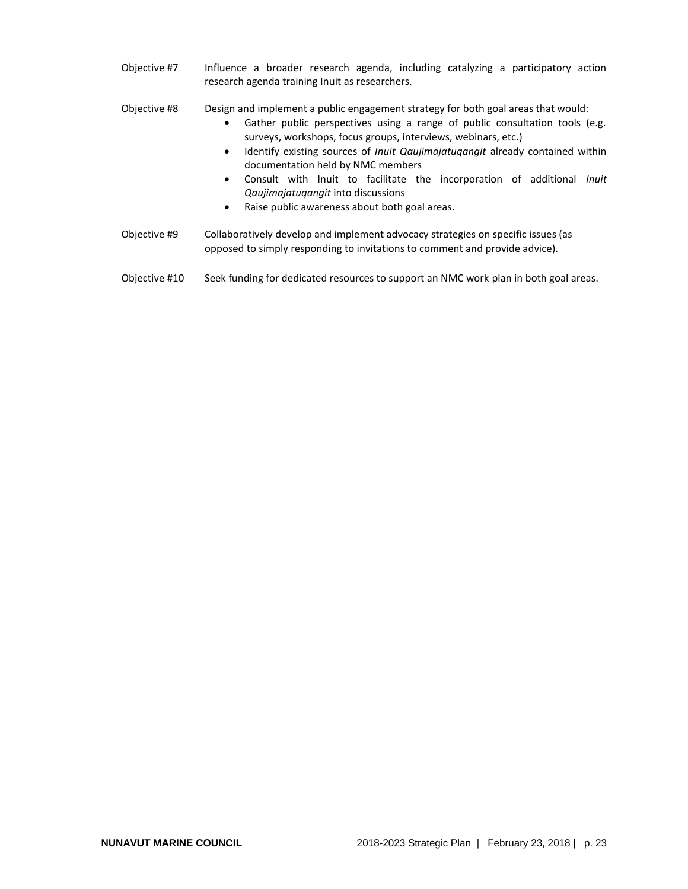Objective #7 Influence a broader research agenda, including catalyzing a participatory action research agenda training Inuit as researchers.

Objective #8 Design and implement a public engagement strategy for both goal areas that would:

- Gather public perspectives using a range of public consultation tools (e.g. surveys, workshops, focus groups, interviews, webinars, etc.)
- Identify existing sources of *Inuit Qaujimajatuqangit* already contained within documentation held by NMC members
- Consult with Inuit to facilitate the incorporation of additional *Inuit Qaujimajatuqangit* into discussions
- Raise public awareness about both goal areas.

Objective #9 Collaboratively develop and implement advocacy strategies on specific issues (as opposed to simply responding to invitations to comment and provide advice).

Objective #10 Seek funding for dedicated resources to support an NMC work plan in both goal areas.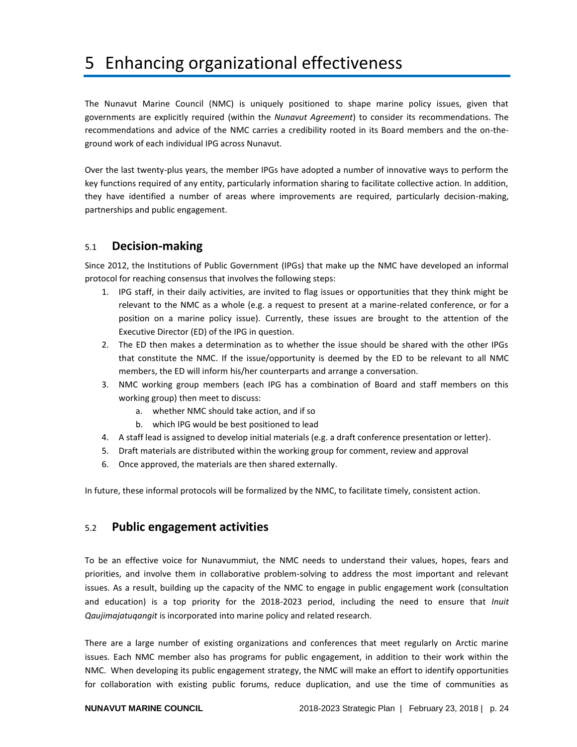# 5 Enhancing organizational effectiveness

The Nunavut Marine Council (NMC) is uniquely positioned to shape marine policy issues, given that governments are explicitly required (within the *Nunavut Agreement*) to consider its recommendations. The recommendations and advice of the NMC carries a credibility rooted in its Board members and the on-the-ground work of each individual IPG across Nunavut.

Over the last twenty-plus years, the member IPGs have adopted a number of innovative ways to perform the key functions required of any entity, particularly information sharing to facilitate collective action. In addition, they have identified a number of areas where improvements are required, particularly decision-making, partnerships and public engagement.

## 5.1 Decision-making

Since 2012, the Institutions of Public Government (IPGs) that make up the NMC have developed an informal protocol for reaching consensus that involves the following steps:

1. IPG staff, in their daily activities, are invited to flag issues or opportunities that they think might be relevant to the NMC as a whole (e.g. a request to present at a marine-related conference, or for a position on a marine policy issue). Currently, these issues are brought to the attention of the Executive Director (ED) of the IPG in question.
2. The ED then makes a determination as to whether the issue should be shared with the other IPGs that constitute the NMC. If the issue/opportunity is deemed by the ED to be relevant to all NMC members, the ED will inform his/her counterparts and arrange a conversation.
3. NMC working group members (each IPG has a combination of Board and staff members on this working group) then meet to discuss:
    a. whether NMC should take action, and if so
    b. which IPG would be best positioned to lead
4. A staff lead is assigned to develop initial materials (e.g. a draft conference presentation or letter).
5. Draft materials are distributed within the working group for comment, review and approval
6. Once approved, the materials are then shared externally.

In future, these informal protocols will be formalized by the NMC, to facilitate timely, consistent action.

## 5.2 Public engagement activities

To be an effective voice for Nunavummiut, the NMC needs to understand their values, hopes, fears and priorities, and involve them in collaborative problem-solving to address the most important and relevant issues. As a result, building up the capacity of the NMC to engage in public engagement work (consultation and education) is a top priority for the 2018-2023 period, including the need to ensure that *Inuit Qaujimajatuqangit* is incorporated into marine policy and related research.

There are a large number of existing organizations and conferences that meet regularly on Arctic marine issues. Each NMC member also has programs for public engagement, in addition to their work within the NMC. When developing its public engagement strategy, the NMC will make an effort to identify opportunities for collaboration with existing public forums, reduce duplication, and use the time of communities as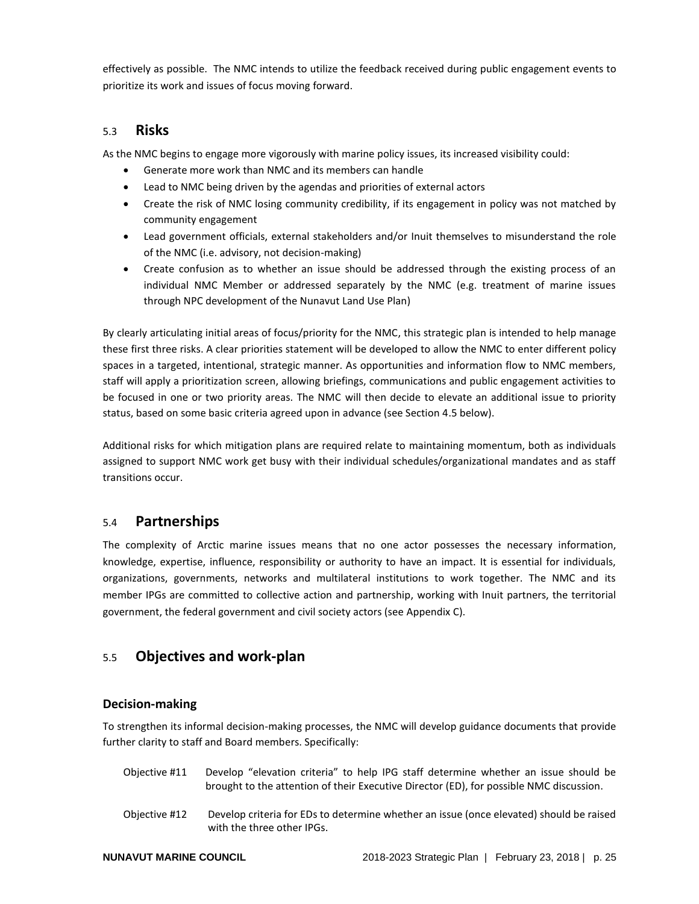effectively as possible. The NMC intends to utilize the feedback received during public engagement events to prioritize its work and issues of focus moving forward.

## 5.3 Risks

As the NMC begins to engage more vigorously with marine policy issues, its increased visibility could:

- Generate more work than NMC and its members can handle
- Lead to NMC being driven by the agendas and priorities of external actors
- Create the risk of NMC losing community credibility, if its engagement in policy was not matched by community engagement
- Lead government officials, external stakeholders and/or Inuit themselves to misunderstand the role of the NMC (i.e. advisory, not decision-making)
- Create confusion as to whether an issue should be addressed through the existing process of an individual NMC Member or addressed separately by the NMC (e.g. treatment of marine issues through NPC development of the Nunavut Land Use Plan)

By clearly articulating initial areas of focus/priority for the NMC, this strategic plan is intended to help manage these first three risks. A clear priorities statement will be developed to allow the NMC to enter different policy spaces in a targeted, intentional, strategic manner. As opportunities and information flow to NMC members, staff will apply a prioritization screen, allowing briefings, communications and public engagement activities to be focused in one or two priority areas. The NMC will then decide to elevate an additional issue to priority status, based on some basic criteria agreed upon in advance (see Section 4.5 below).

Additional risks for which mitigation plans are required relate to maintaining momentum, both as individuals assigned to support NMC work get busy with their individual schedules/organizational mandates and as staff transitions occur.

## 5.4 Partnerships

The complexity of Arctic marine issues means that no one actor possesses the necessary information, knowledge, expertise, influence, responsibility or authority to have an impact. It is essential for individuals, organizations, governments, networks and multilateral institutions to work together. The NMC and its member IPGs are committed to collective action and partnership, working with Inuit partners, the territorial government, the federal government and civil society actors (see Appendix C).

## 5.5 Objectives and work-plan

### Decision-making

To strengthen its informal decision-making processes, the NMC will develop guidance documents that provide further clarity to staff and Board members. Specifically:

Objective #11 Develop "elevation criteria" to help IPG staff determine whether an issue should be brought to the attention of their Executive Director (ED), for possible NMC discussion.

Objective #12 Develop criteria for EDs to determine whether an issue (once elevated) should be raised with the three other IPGs.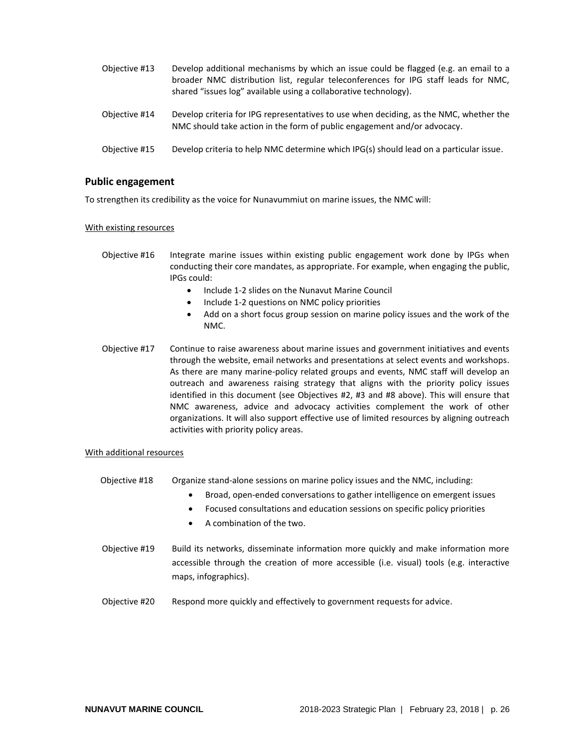Objective #13 Develop additional mechanisms by which an issue could be flagged (e.g. an email to a broader NMC distribution list, regular teleconferences for IPG staff leads for NMC, shared "issues log" available using a collaborative technology).

Objective #14 Develop criteria for IPG representatives to use when deciding, as the NMC, whether the NMC should take action in the form of public engagement and/or advocacy.

Objective #15 Develop criteria to help NMC determine which IPG(s) should lead on a particular issue.

## Public engagement

To strengthen its credibility as the voice for Nunavummiut on marine issues, the NMC will:

With existing resources

Objective #16 Integrate marine issues within existing public engagement work done by IPGs when conducting their core mandates, as appropriate. For example, when engaging the public, IPGs could:

- Include 1-2 slides on the Nunavut Marine Council
- Include 1-2 questions on NMC policy priorities
- Add on a short focus group session on marine policy issues and the work of the NMC.

Objective #17 Continue to raise awareness about marine issues and government initiatives and events through the website, email networks and presentations at select events and workshops. As there are many marine-policy related groups and events, NMC staff will develop an outreach and awareness raising strategy that aligns with the priority policy issues identified in this document (see Objectives #2, #3 and #8 above). This will ensure that NMC awareness, advice and advocacy activities complement the work of other organizations. It will also support effective use of limited resources by aligning outreach activities with priority policy areas.

With additional resources

Objective #18 Organize stand-alone sessions on marine policy issues and the NMC, including:

- Broad, open-ended conversations to gather intelligence on emergent issues
- Focused consultations and education sessions on specific policy priorities
- A combination of the two.

Objective #19 Build its networks, disseminate information more quickly and make information more accessible through the creation of more accessible (i.e. visual) tools (e.g. interactive maps, infographics).

Objective #20 Respond more quickly and effectively to government requests for advice.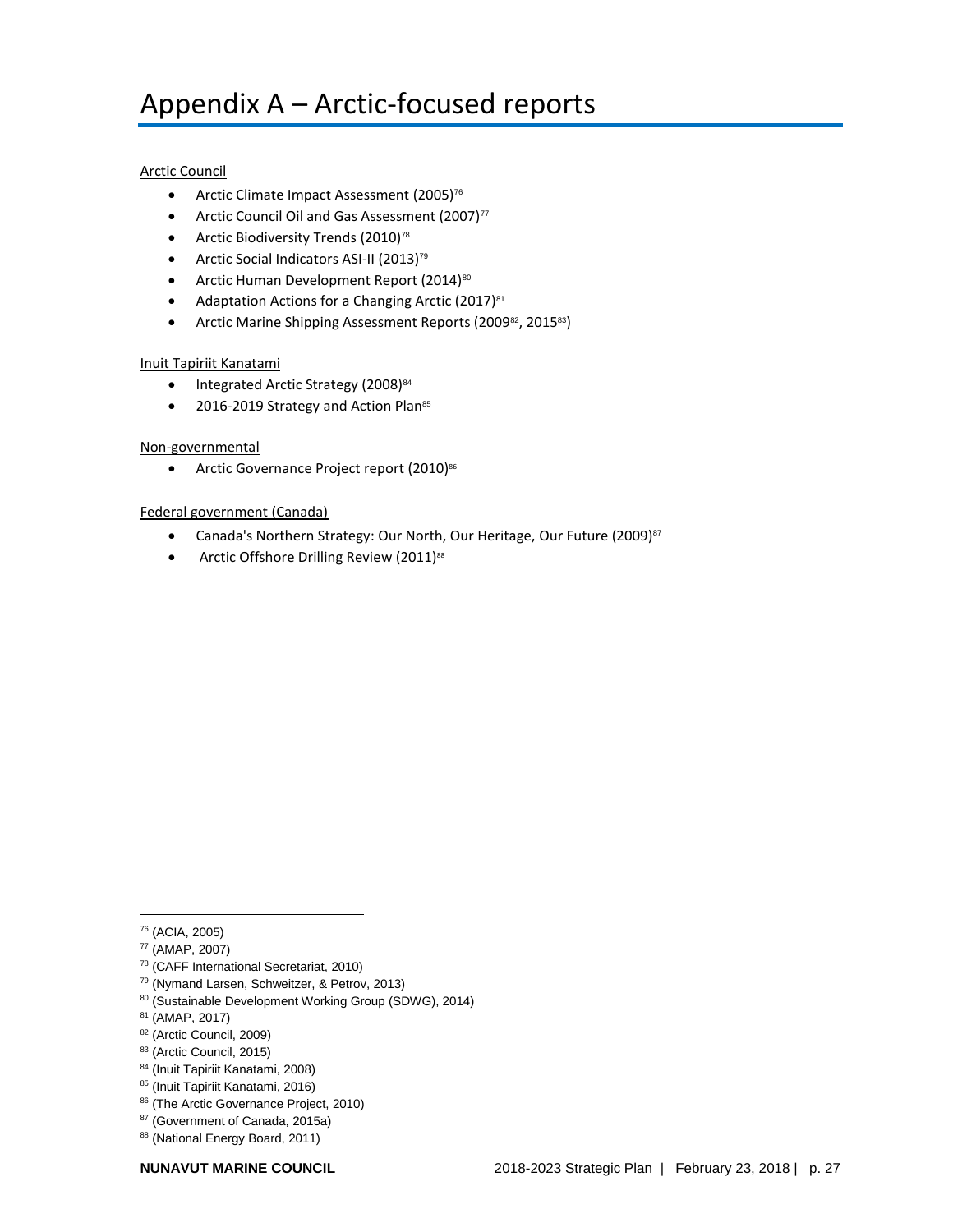# Appendix A – Arctic-focused reports

Arctic Council

- Arctic Climate Impact Assessment (2005)[76]
- Arctic Council Oil and Gas Assessment (2007)[77]
- Arctic Biodiversity Trends (2010)[78]
- Arctic Social Indicators ASI-II (2013)[79]
- Arctic Human Development Report (2014)[80]
- Adaptation Actions for a Changing Arctic (2017)[81]
- Arctic Marine Shipping Assessment Reports (2009[82], 2015[83])

Inuit Tapiriit Kanatami

- Integrated Arctic Strategy (2008)[84]
- 2016-2019 Strategy and Action Plan[85]

Non-governmental

- Arctic Governance Project report (2010)[86]

Federal government (Canada)

- Canada's Northern Strategy: Our North, Our Heritage, Our Future (2009)[87]
- Arctic Offshore Drilling Review (2011)[88]

---

[76] (ACIA, 2005)
[77] (AMAP, 2007)
[78] (CAFF International Secretariat, 2010)
[79] (Nymand Larsen, Schweitzer, & Petrov, 2013)
[80] (Sustainable Development Working Group (SDWG), 2014)
[81] (AMAP, 2017)
[82] (Arctic Council, 2009)
[83] (Arctic Council, 2015)
[84] (Inuit Tapiriit Kanatami, 2008)
[85] (Inuit Tapiriit Kanatami, 2016)
[86] (The Arctic Governance Project, 2010)
[87] (Government of Canada, 2015a)
[88] (National Energy Board, 2011)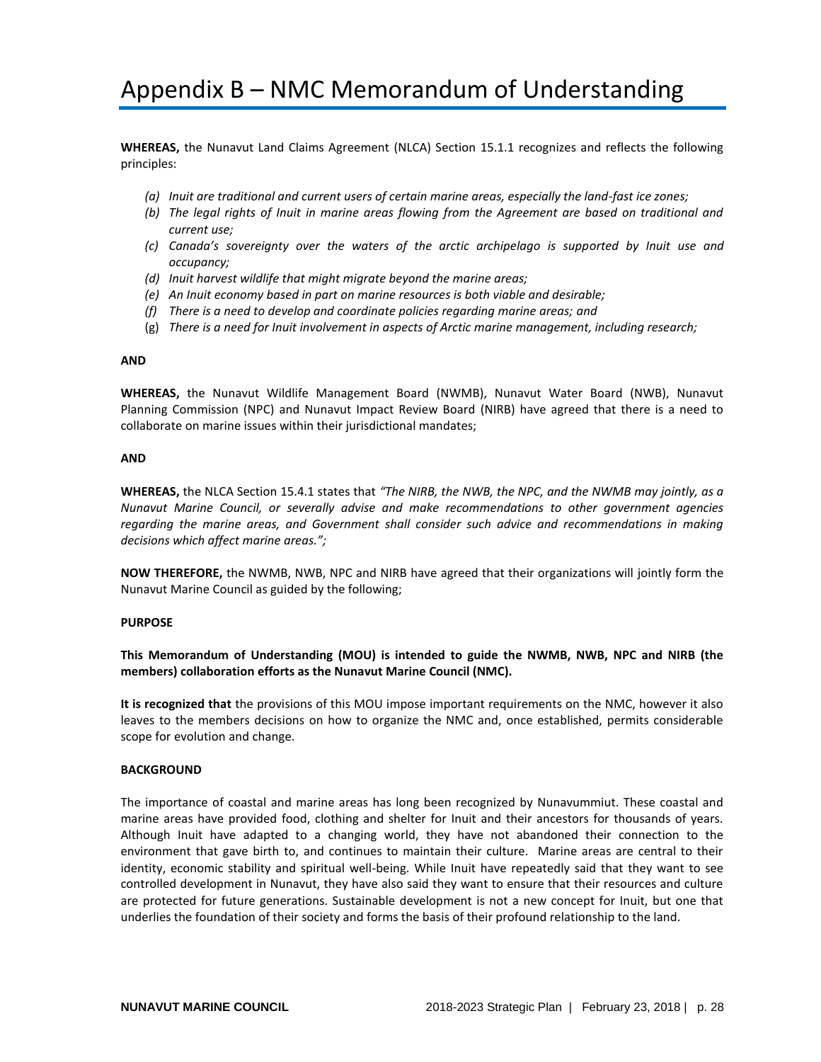# Appendix B – NMC Memorandum of Understanding

**WHEREAS,** the Nunavut Land Claims Agreement (NLCA) Section 15.1.1 recognizes and reflects the following principles:

- *(a) Inuit are traditional and current users of certain marine areas, especially the land-fast ice zones;*
- *(b) The legal rights of Inuit in marine areas flowing from the Agreement are based on traditional and current use;*
- *(c) Canada's sovereignty over the waters of the arctic archipelago is supported by Inuit use and occupancy;*
- *(d) Inuit harvest wildlife that might migrate beyond the marine areas;*
- *(e) An Inuit economy based in part on marine resources is both viable and desirable;*
- *(f) There is a need to develop and coordinate policies regarding marine areas; and*
- (g) *There is a need for Inuit involvement in aspects of Arctic marine management, including research;*

**AND**

**WHEREAS,** the Nunavut Wildlife Management Board (NWMB), Nunavut Water Board (NWB), Nunavut Planning Commission (NPC) and Nunavut Impact Review Board (NIRB) have agreed that there is a need to collaborate on marine issues within their jurisdictional mandates;

**AND**

**WHEREAS,** the NLCA Section 15.4.1 states that *"The NIRB, the NWB, the NPC, and the NWMB may jointly, as a Nunavut Marine Council, or severally advise and make recommendations to other government agencies regarding the marine areas, and Government shall consider such advice and recommendations in making decisions which affect marine areas.";*

**NOW THEREFORE,** the NWMB, NWB, NPC and NIRB have agreed that their organizations will jointly form the Nunavut Marine Council as guided by the following;

**PURPOSE**

**This Memorandum of Understanding (MOU) is intended to guide the NWMB, NWB, NPC and NIRB (the members) collaboration efforts as the Nunavut Marine Council (NMC).**

**It is recognized that** the provisions of this MOU impose important requirements on the NMC, however it also leaves to the members decisions on how to organize the NMC and, once established, permits considerable scope for evolution and change.

**BACKGROUND**

The importance of coastal and marine areas has long been recognized by Nunavummiut. These coastal and marine areas have provided food, clothing and shelter for Inuit and their ancestors for thousands of years. Although Inuit have adapted to a changing world, they have not abandoned their connection to the environment that gave birth to, and continues to maintain their culture. Marine areas are central to their identity, economic stability and spiritual well-being. While Inuit have repeatedly said that they want to see controlled development in Nunavut, they have also said they want to ensure that their resources and culture are protected for future generations. Sustainable development is not a new concept for Inuit, but one that underlies the foundation of their society and forms the basis of their profound relationship to the land.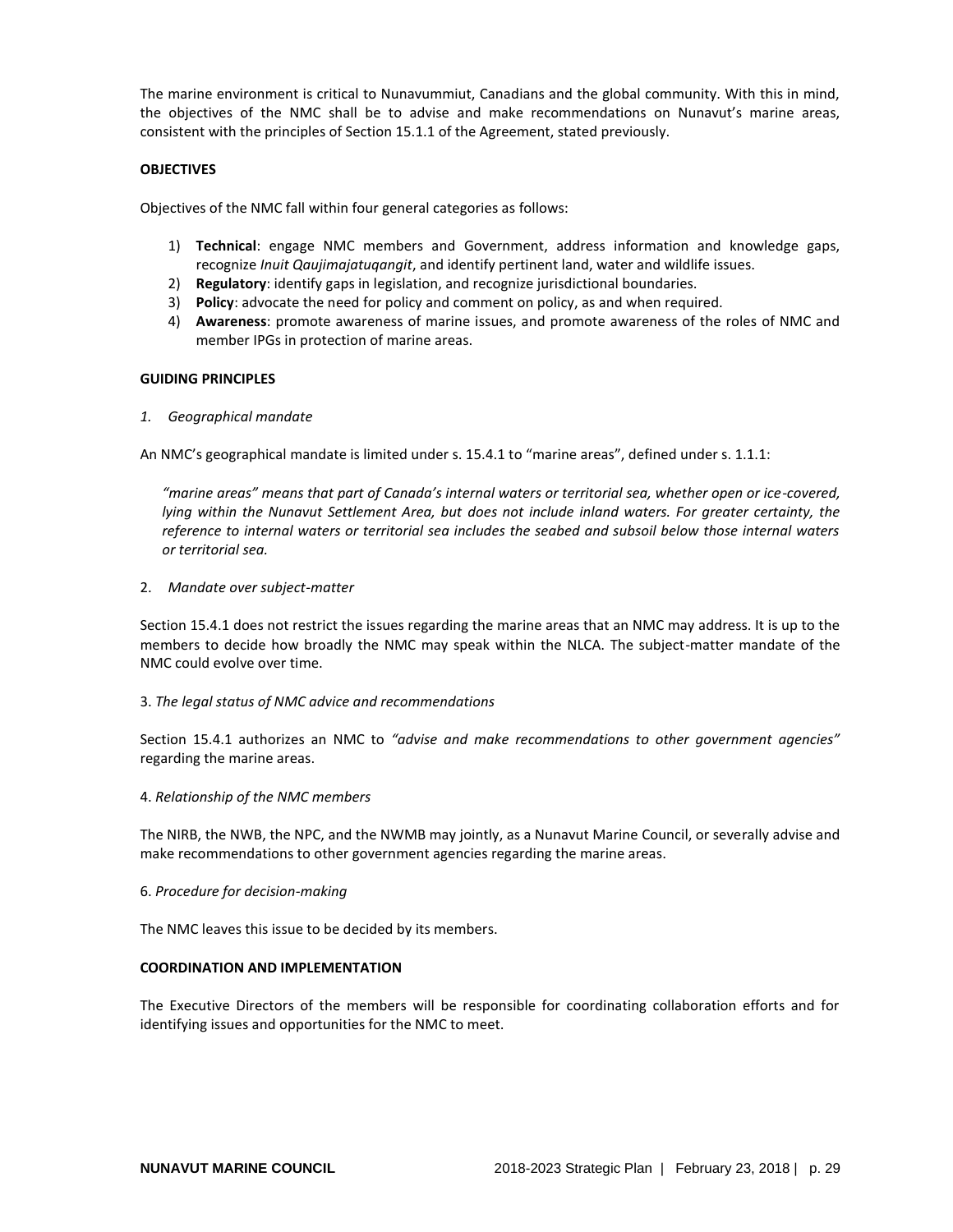The marine environment is critical to Nunavummiut, Canadians and the global community. With this in mind, the objectives of the NMC shall be to advise and make recommendations on Nunavut's marine areas, consistent with the principles of Section 15.1.1 of the Agreement, stated previously.

**OBJECTIVES**

Objectives of the NMC fall within four general categories as follows:

1) **Technical**: engage NMC members and Government, address information and knowledge gaps, recognize *Inuit Qaujimajatuqangit*, and identify pertinent land, water and wildlife issues.
2) **Regulatory**: identify gaps in legislation, and recognize jurisdictional boundaries.
3) **Policy**: advocate the need for policy and comment on policy, as and when required.
4) **Awareness**: promote awareness of marine issues, and promote awareness of the roles of NMC and member IPGs in protection of marine areas.

**GUIDING PRINCIPLES**

*1. Geographical mandate*

An NMC's geographical mandate is limited under s. 15.4.1 to "marine areas", defined under s. 1.1.1:

> *"marine areas" means that part of Canada's internal waters or territorial sea, whether open or ice-covered, lying within the Nunavut Settlement Area, but does not include inland waters. For greater certainty, the reference to internal waters or territorial sea includes the seabed and subsoil below those internal waters or territorial sea.*

2. *Mandate over subject-matter*

Section 15.4.1 does not restrict the issues regarding the marine areas that an NMC may address. It is up to the members to decide how broadly the NMC may speak within the NLCA. The subject-matter mandate of the NMC could evolve over time.

3. *The legal status of NMC advice and recommendations*

Section 15.4.1 authorizes an NMC to *"advise and make recommendations to other government agencies"* regarding the marine areas.

4. *Relationship of the NMC members*

The NIRB, the NWB, the NPC, and the NWMB may jointly, as a Nunavut Marine Council, or severally advise and make recommendations to other government agencies regarding the marine areas.

6. *Procedure for decision-making*

The NMC leaves this issue to be decided by its members.

**COORDINATION AND IMPLEMENTATION**

The Executive Directors of the members will be responsible for coordinating collaboration efforts and for identifying issues and opportunities for the NMC to meet.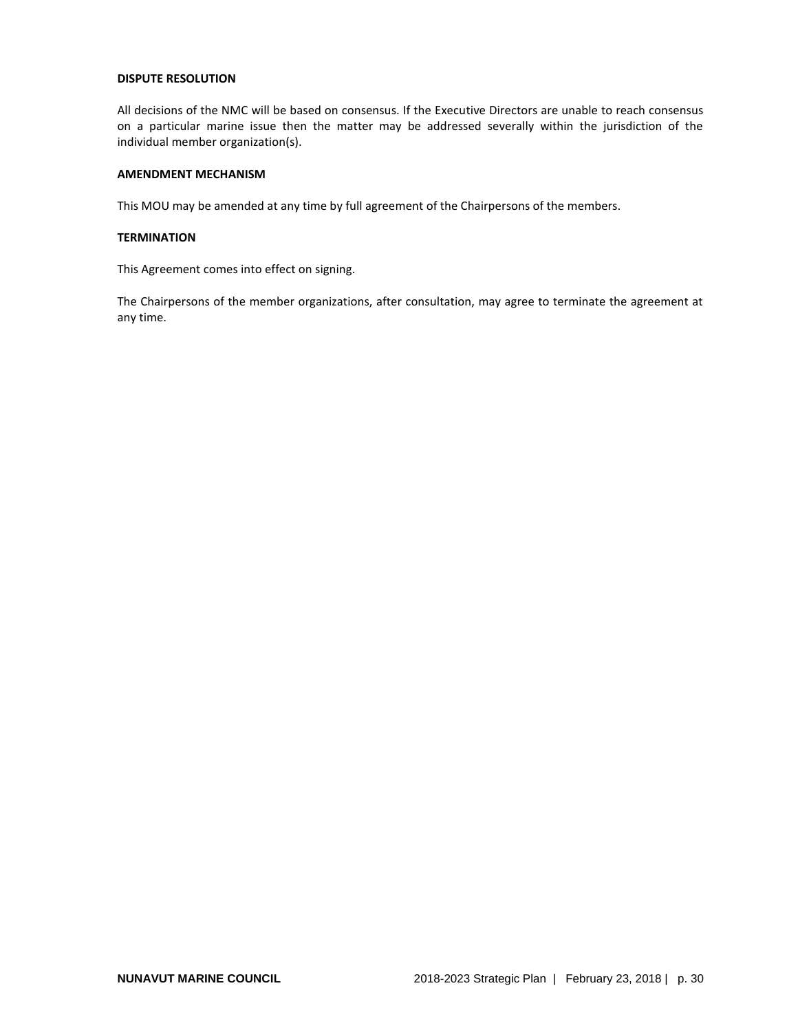**DISPUTE RESOLUTION**

All decisions of the NMC will be based on consensus. If the Executive Directors are unable to reach consensus on a particular marine issue then the matter may be addressed severally within the jurisdiction of the individual member organization(s).

**AMENDMENT MECHANISM**

This MOU may be amended at any time by full agreement of the Chairpersons of the members.

**TERMINATION**

This Agreement comes into effect on signing.

The Chairpersons of the member organizations, after consultation, may agree to terminate the agreement at any time.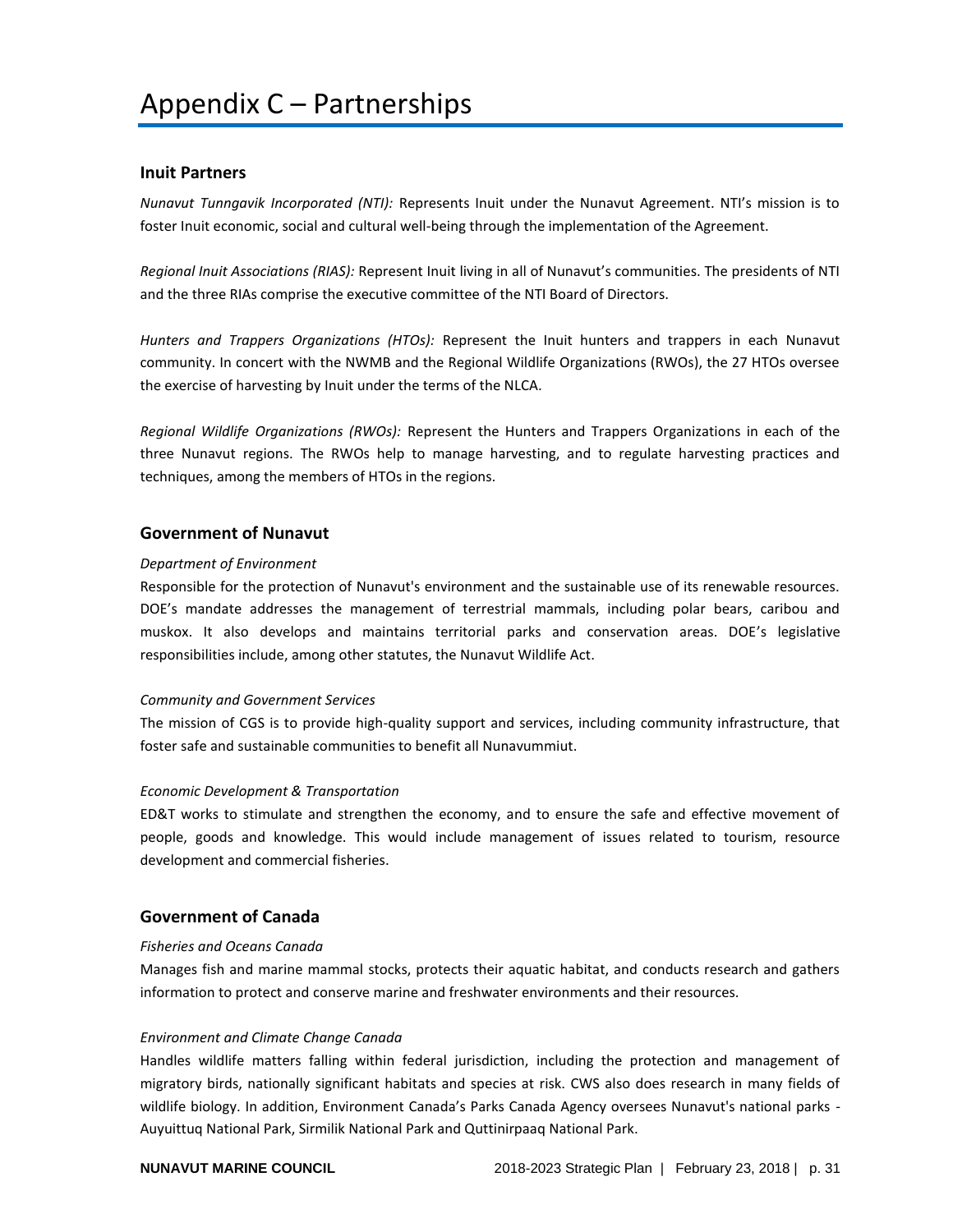# Appendix C – Partnerships

## Inuit Partners

*Nunavut Tunngavik Incorporated (NTI):* Represents Inuit under the Nunavut Agreement. NTI's mission is to foster Inuit economic, social and cultural well-being through the implementation of the Agreement.

*Regional Inuit Associations (RIAS):* Represent Inuit living in all of Nunavut's communities. The presidents of NTI and the three RIAs comprise the executive committee of the NTI Board of Directors.

*Hunters and Trappers Organizations (HTOs):* Represent the Inuit hunters and trappers in each Nunavut community. In concert with the NWMB and the Regional Wildlife Organizations (RWOs), the 27 HTOs oversee the exercise of harvesting by Inuit under the terms of the NLCA.

*Regional Wildlife Organizations (RWOs):* Represent the Hunters and Trappers Organizations in each of the three Nunavut regions. The RWOs help to manage harvesting, and to regulate harvesting practices and techniques, among the members of HTOs in the regions.

## Government of Nunavut

*Department of Environment*

Responsible for the protection of Nunavut's environment and the sustainable use of its renewable resources. DOE's mandate addresses the management of terrestrial mammals, including polar bears, caribou and muskox. It also develops and maintains territorial parks and conservation areas. DOE's legislative responsibilities include, among other statutes, the Nunavut Wildlife Act.

*Community and Government Services*

The mission of CGS is to provide high-quality support and services, including community infrastructure, that foster safe and sustainable communities to benefit all Nunavummiut.

*Economic Development & Transportation*

ED&T works to stimulate and strengthen the economy, and to ensure the safe and effective movement of people, goods and knowledge. This would include management of issues related to tourism, resource development and commercial fisheries.

## Government of Canada

*Fisheries and Oceans Canada*

Manages fish and marine mammal stocks, protects their aquatic habitat, and conducts research and gathers information to protect and conserve marine and freshwater environments and their resources.

*Environment and Climate Change Canada*

Handles wildlife matters falling within federal jurisdiction, including the protection and management of migratory birds, nationally significant habitats and species at risk. CWS also does research in many fields of wildlife biology. In addition, Environment Canada's Parks Canada Agency oversees Nunavut's national parks - Auyuittuq National Park, Sirmilik National Park and Quttinirpaaq National Park.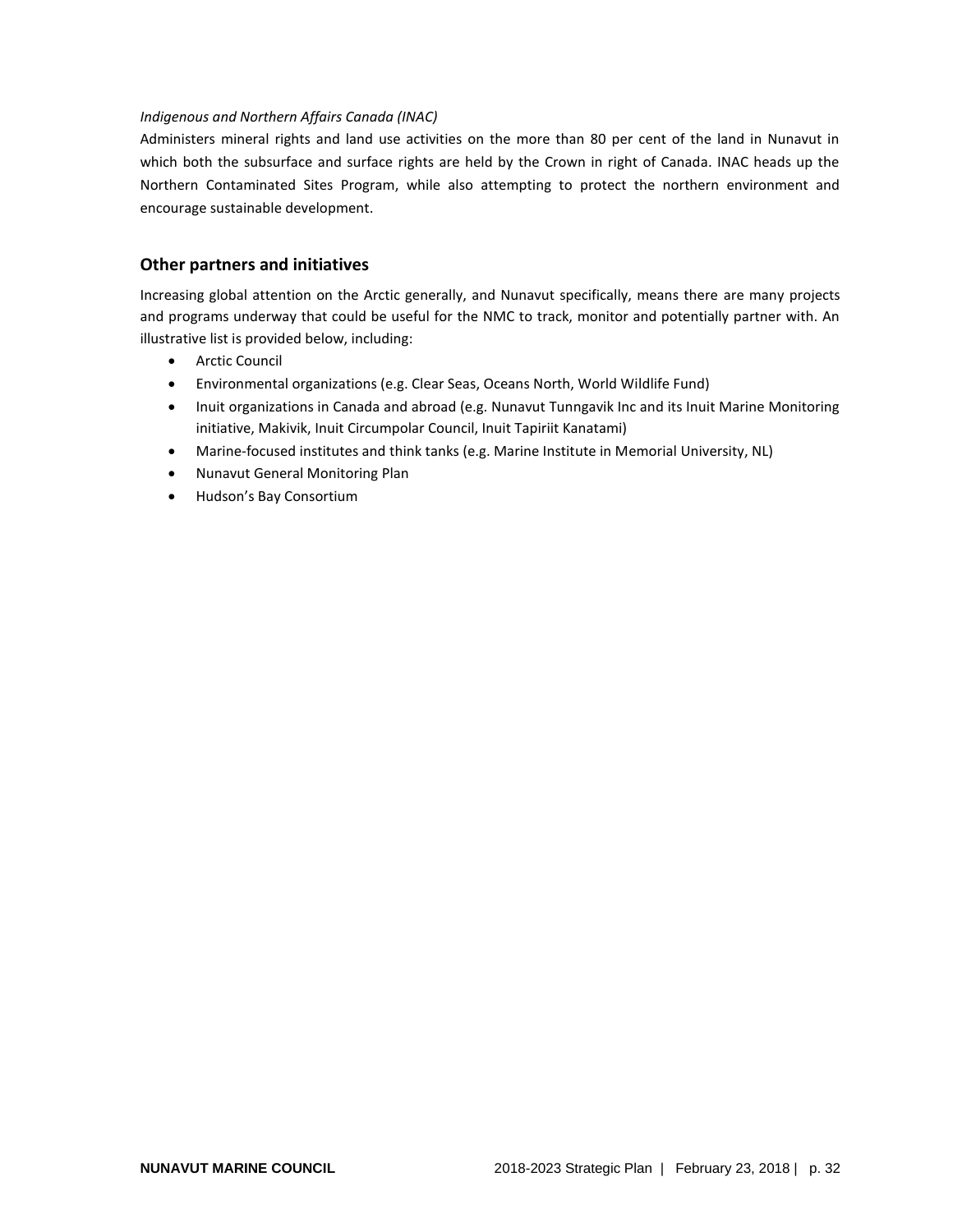*Indigenous and Northern Affairs Canada (INAC)*

Administers mineral rights and land use activities on the more than 80 per cent of the land in Nunavut in which both the subsurface and surface rights are held by the Crown in right of Canada. INAC heads up the Northern Contaminated Sites Program, while also attempting to protect the northern environment and encourage sustainable development.

## Other partners and initiatives

Increasing global attention on the Arctic generally, and Nunavut specifically, means there are many projects and programs underway that could be useful for the NMC to track, monitor and potentially partner with. An illustrative list is provided below, including:

- Arctic Council
- Environmental organizations (e.g. Clear Seas, Oceans North, World Wildlife Fund)
- Inuit organizations in Canada and abroad (e.g. Nunavut Tunngavik Inc and its Inuit Marine Monitoring initiative, Makivik, Inuit Circumpolar Council, Inuit Tapiriit Kanatami)
- Marine-focused institutes and think tanks (e.g. Marine Institute in Memorial University, NL)
- Nunavut General Monitoring Plan
- Hudson's Bay Consortium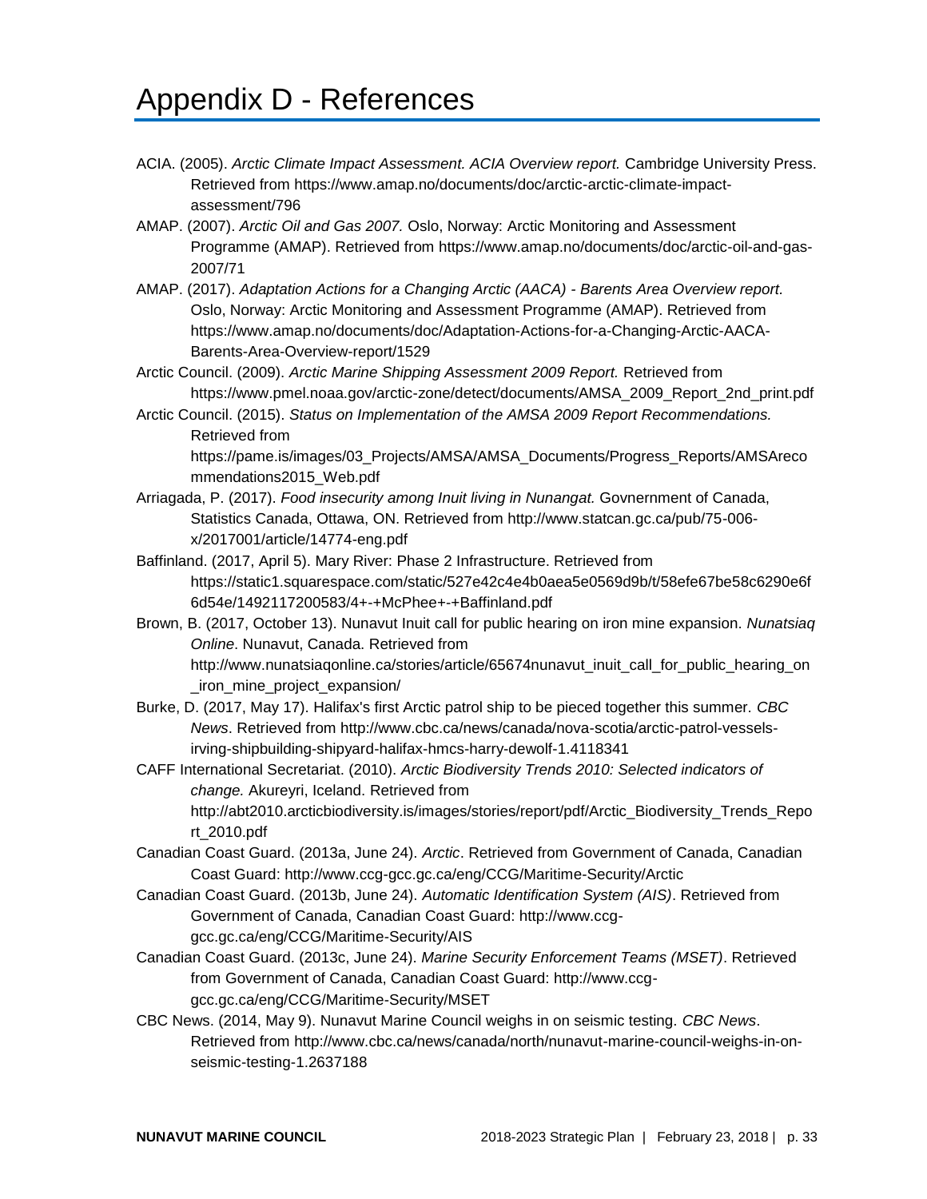# Appendix D - References

ACIA. (2005). *Arctic Climate Impact Assessment. ACIA Overview report.* Cambridge University Press. Retrieved from https://www.amap.no/documents/doc/arctic-arctic-climate-impact-assessment/796

AMAP. (2007). *Arctic Oil and Gas 2007.* Oslo, Norway: Arctic Monitoring and Assessment Programme (AMAP). Retrieved from https://www.amap.no/documents/doc/arctic-oil-and-gas-2007/71

AMAP. (2017). *Adaptation Actions for a Changing Arctic (AACA) - Barents Area Overview report.* Oslo, Norway: Arctic Monitoring and Assessment Programme (AMAP). Retrieved from https://www.amap.no/documents/doc/Adaptation-Actions-for-a-Changing-Arctic-AACA-Barents-Area-Overview-report/1529

Arctic Council. (2009). *Arctic Marine Shipping Assessment 2009 Report.* Retrieved from https://www.pmel.noaa.gov/arctic-zone/detect/documents/AMSA_2009_Report_2nd_print.pdf

Arctic Council. (2015). *Status on Implementation of the AMSA 2009 Report Recommendations.* Retrieved from https://pame.is/images/03_Projects/AMSA/AMSA_Documents/Progress_Reports/AMSArecommendations2015_Web.pdf

Arriagada, P. (2017). *Food insecurity among Inuit living in Nunangat.* Govnernment of Canada, Statistics Canada, Ottawa, ON. Retrieved from http://www.statcan.gc.ca/pub/75-006-x/2017001/article/14774-eng.pdf

Baffinland. (2017, April 5). Mary River: Phase 2 Infrastructure. Retrieved from https://static1.squarespace.com/static/527e42c4e4b0aea5e0569d9b/t/58efe67be58c6290e6f6d54e/1492117200583/4+-+McPhee+-+Baffinland.pdf

Brown, B. (2017, October 13). Nunavut Inuit call for public hearing on iron mine expansion. *Nunatsiaq Online*. Nunavut, Canada. Retrieved from http://www.nunatsiaqonline.ca/stories/article/65674nunavut_inuit_call_for_public_hearing_on_iron_mine_project_expansion/

Burke, D. (2017, May 17). Halifax's first Arctic patrol ship to be pieced together this summer. *CBC News*. Retrieved from http://www.cbc.ca/news/canada/nova-scotia/arctic-patrol-vessels-irving-shipbuilding-shipyard-halifax-hmcs-harry-dewolf-1.4118341

CAFF International Secretariat. (2010). *Arctic Biodiversity Trends 2010: Selected indicators of change.* Akureyri, Iceland. Retrieved from http://abt2010.arcticbiodiversity.is/images/stories/report/pdf/Arctic_Biodiversity_Trends_Report_2010.pdf

Canadian Coast Guard. (2013a, June 24). *Arctic*. Retrieved from Government of Canada, Canadian Coast Guard: http://www.ccg-gcc.gc.ca/eng/CCG/Maritime-Security/Arctic

Canadian Coast Guard. (2013b, June 24). *Automatic Identification System (AIS)*. Retrieved from Government of Canada, Canadian Coast Guard: http://www.ccg-gcc.gc.ca/eng/CCG/Maritime-Security/AIS

Canadian Coast Guard. (2013c, June 24). *Marine Security Enforcement Teams (MSET)*. Retrieved from Government of Canada, Canadian Coast Guard: http://www.ccg-gcc.gc.ca/eng/CCG/Maritime-Security/MSET

CBC News. (2014, May 9). Nunavut Marine Council weighs in on seismic testing. *CBC News*. Retrieved from http://www.cbc.ca/news/canada/north/nunavut-marine-council-weighs-in-on-seismic-testing-1.2637188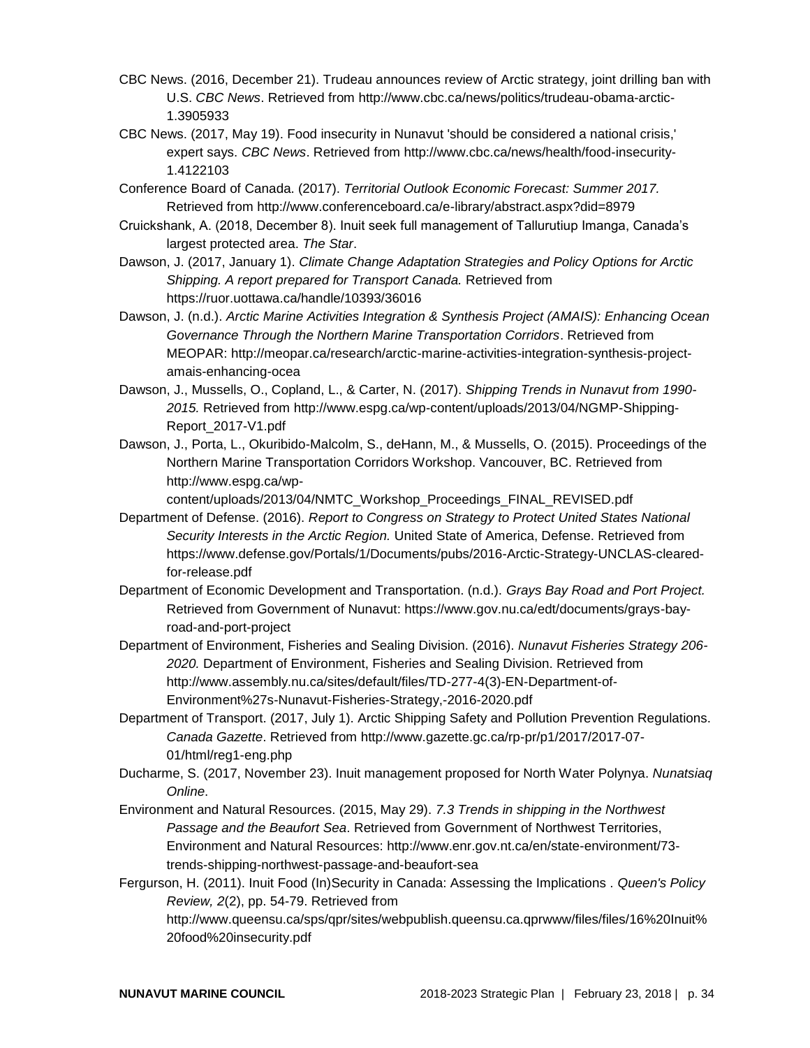CBC News. (2016, December 21). Trudeau announces review of Arctic strategy, joint drilling ban with U.S. *CBC News*. Retrieved from http://www.cbc.ca/news/politics/trudeau-obama-arctic-1.3905933

CBC News. (2017, May 19). Food insecurity in Nunavut 'should be considered a national crisis,' expert says. *CBC News*. Retrieved from http://www.cbc.ca/news/health/food-insecurity-1.4122103

Conference Board of Canada. (2017). *Territorial Outlook Economic Forecast: Summer 2017.* Retrieved from http://www.conferenceboard.ca/e-library/abstract.aspx?did=8979

Cruickshank, A. (2018, December 8). Inuit seek full management of Tallurutiup Imanga, Canada's largest protected area. *The Star*.

Dawson, J. (2017, January 1). *Climate Change Adaptation Strategies and Policy Options for Arctic Shipping. A report prepared for Transport Canada.* Retrieved from https://ruor.uottawa.ca/handle/10393/36016

Dawson, J. (n.d.). *Arctic Marine Activities Integration & Synthesis Project (AMAIS): Enhancing Ocean Governance Through the Northern Marine Transportation Corridors*. Retrieved from MEOPAR: http://meopar.ca/research/arctic-marine-activities-integration-synthesis-project-amais-enhancing-ocea

Dawson, J., Mussells, O., Copland, L., & Carter, N. (2017). *Shipping Trends in Nunavut from 1990-2015.* Retrieved from http://www.espg.ca/wp-content/uploads/2013/04/NGMP-Shipping-Report_2017-V1.pdf

Dawson, J., Porta, L., Okuribido-Malcolm, S., deHann, M., & Mussells, O. (2015). Proceedings of the Northern Marine Transportation Corridors Workshop. Vancouver, BC. Retrieved from http://www.espg.ca/wp-content/uploads/2013/04/NMTC_Workshop_Proceedings_FINAL_REVISED.pdf

Department of Defense. (2016). *Report to Congress on Strategy to Protect United States National Security Interests in the Arctic Region.* United State of America, Defense. Retrieved from https://www.defense.gov/Portals/1/Documents/pubs/2016-Arctic-Strategy-UNCLAS-cleared-for-release.pdf

Department of Economic Development and Transportation. (n.d.). *Grays Bay Road and Port Project.* Retrieved from Government of Nunavut: https://www.gov.nu.ca/edt/documents/grays-bay-road-and-port-project

Department of Environment, Fisheries and Sealing Division. (2016). *Nunavut Fisheries Strategy 206-2020.* Department of Environment, Fisheries and Sealing Division. Retrieved from http://www.assembly.nu.ca/sites/default/files/TD-277-4(3)-EN-Department-of-Environment%27s-Nunavut-Fisheries-Strategy,-2016-2020.pdf

Department of Transport. (2017, July 1). Arctic Shipping Safety and Pollution Prevention Regulations. *Canada Gazette*. Retrieved from http://www.gazette.gc.ca/rp-pr/p1/2017/2017-07-01/html/reg1-eng.php

Ducharme, S. (2017, November 23). Inuit management proposed for North Water Polynya. *Nunatsiaq Online*.

Environment and Natural Resources. (2015, May 29). *7.3 Trends in shipping in the Northwest Passage and the Beaufort Sea*. Retrieved from Government of Northwest Territories, Environment and Natural Resources: http://www.enr.gov.nt.ca/en/state-environment/73-trends-shipping-northwest-passage-and-beaufort-sea

Fergurson, H. (2011). Inuit Food (In)Security in Canada: Assessing the Implications . *Queen's Policy Review, 2*(2), pp. 54-79. Retrieved from http://www.queensu.ca/sps/qpr/sites/webpublish.queensu.ca.qprwww/files/files/16%20Inuit%20food%20insecurity.pdf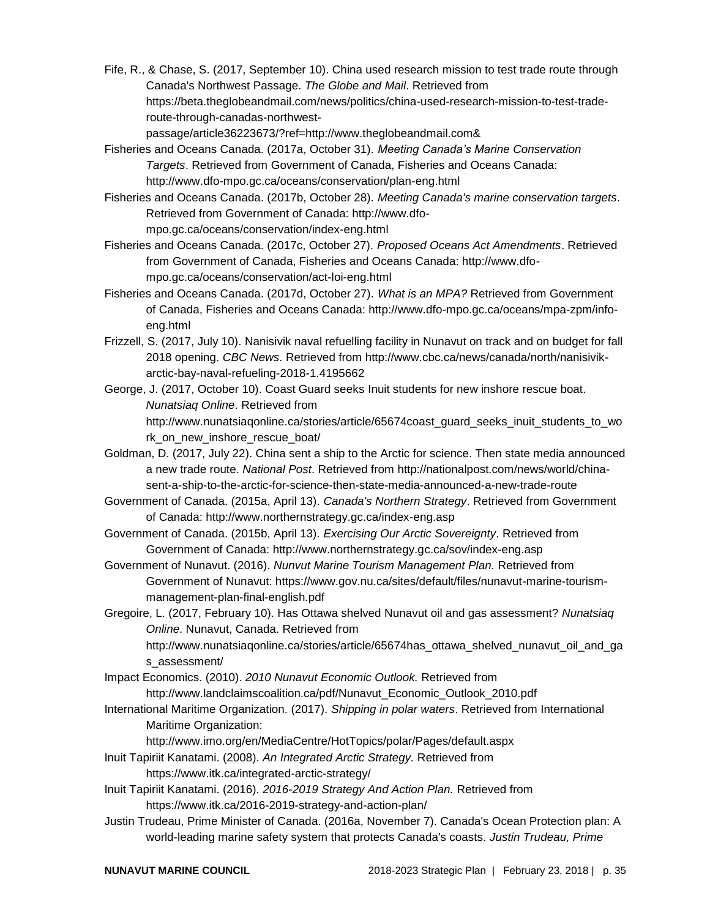Fife, R., & Chase, S. (2017, September 10). China used research mission to test trade route through Canada's Northwest Passage. *The Globe and Mail*. Retrieved from https://beta.theglobeandmail.com/news/politics/china-used-research-mission-to-test-trade-route-through-canadas-northwest-passage/article36223673/?ref=http://www.theglobeandmail.com&

Fisheries and Oceans Canada. (2017a, October 31). *Meeting Canada's Marine Conservation Targets*. Retrieved from Government of Canada, Fisheries and Oceans Canada: http://www.dfo-mpo.gc.ca/oceans/conservation/plan-eng.html

Fisheries and Oceans Canada. (2017b, October 28). *Meeting Canada's marine conservation targets*. Retrieved from Government of Canada: http://www.dfo-mpo.gc.ca/oceans/conservation/index-eng.html

Fisheries and Oceans Canada. (2017c, October 27). *Proposed Oceans Act Amendments*. Retrieved from Government of Canada, Fisheries and Oceans Canada: http://www.dfo-mpo.gc.ca/oceans/conservation/act-loi-eng.html

Fisheries and Oceans Canada. (2017d, October 27). *What is an MPA?* Retrieved from Government of Canada, Fisheries and Oceans Canada: http://www.dfo-mpo.gc.ca/oceans/mpa-zpm/info-eng.html

Frizzell, S. (2017, July 10). Nanisivik naval refuelling facility in Nunavut on track and on budget for fall 2018 opening. *CBC News*. Retrieved from http://www.cbc.ca/news/canada/north/nanisivik-arctic-bay-naval-refueling-2018-1.4195662

George, J. (2017, October 10). Coast Guard seeks Inuit students for new inshore rescue boat. *Nunatsiaq Online*. Retrieved from http://www.nunatsiaqonline.ca/stories/article/65674coast_guard_seeks_inuit_students_to_work_on_new_inshore_rescue_boat/

Goldman, D. (2017, July 22). China sent a ship to the Arctic for science. Then state media announced a new trade route. *National Post*. Retrieved from http://nationalpost.com/news/world/china-sent-a-ship-to-the-arctic-for-science-then-state-media-announced-a-new-trade-route

Government of Canada. (2015a, April 13). *Canada's Northern Strategy*. Retrieved from Government of Canada: http://www.northernstrategy.gc.ca/index-eng.asp

Government of Canada. (2015b, April 13). *Exercising Our Arctic Sovereignty*. Retrieved from Government of Canada: http://www.northernstrategy.gc.ca/sov/index-eng.asp

Government of Nunavut. (2016). *Nunvut Marine Tourism Management Plan.* Retrieved from Government of Nunavut: https://www.gov.nu.ca/sites/default/files/nunavut-marine-tourism-management-plan-final-english.pdf

Gregoire, L. (2017, February 10). Has Ottawa shelved Nunavut oil and gas assessment? *Nunatsiaq Online*. Nunavut, Canada. Retrieved from http://www.nunatsiaqonline.ca/stories/article/65674has_ottawa_shelved_nunavut_oil_and_gas_assessment/

Impact Economics. (2010). *2010 Nunavut Economic Outlook.* Retrieved from http://www.landclaimscoalition.ca/pdf/Nunavut_Economic_Outlook_2010.pdf

International Maritime Organization. (2017). *Shipping in polar waters*. Retrieved from International Maritime Organization: http://www.imo.org/en/MediaCentre/HotTopics/polar/Pages/default.aspx

Inuit Tapiriit Kanatami. (2008). *An Integrated Arctic Strategy.* Retrieved from https://www.itk.ca/integrated-arctic-strategy/

Inuit Tapiriit Kanatami. (2016). *2016-2019 Strategy And Action Plan.* Retrieved from https://www.itk.ca/2016-2019-strategy-and-action-plan/

Justin Trudeau, Prime Minister of Canada. (2016a, November 7). Canada's Ocean Protection plan: A world-leading marine safety system that protects Canada's coasts. *Justin Trudeau, Prime*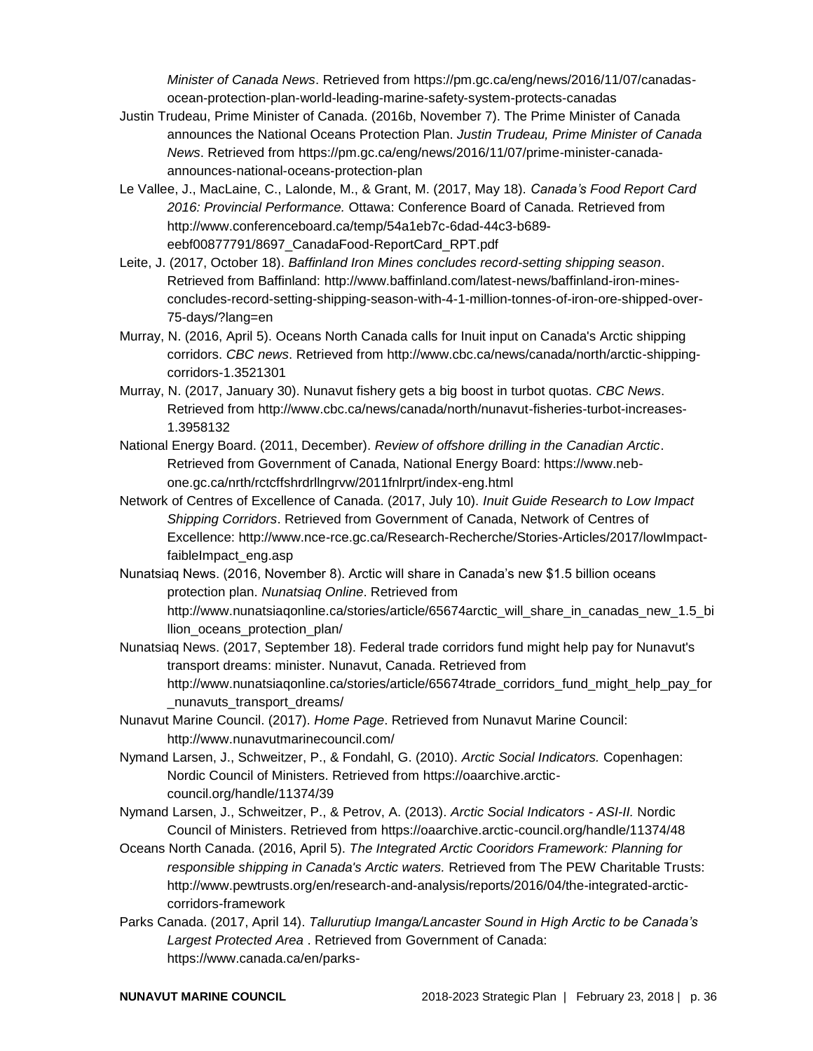*Minister of Canada News*. Retrieved from https://pm.gc.ca/eng/news/2016/11/07/canadas-ocean-protection-plan-world-leading-marine-safety-system-protects-canadas

Justin Trudeau, Prime Minister of Canada. (2016b, November 7). The Prime Minister of Canada announces the National Oceans Protection Plan. *Justin Trudeau, Prime Minister of Canada News*. Retrieved from https://pm.gc.ca/eng/news/2016/11/07/prime-minister-canada-announces-national-oceans-protection-plan

Le Vallee, J., MacLaine, C., Lalonde, M., & Grant, M. (2017, May 18). *Canada's Food Report Card 2016: Provincial Performance.* Ottawa: Conference Board of Canada. Retrieved from http://www.conferenceboard.ca/temp/54a1eb7c-6dad-44c3-b689-eebf00877791/8697_CanadaFood-ReportCard_RPT.pdf

Leite, J. (2017, October 18). *Baffinland Iron Mines concludes record-setting shipping season*. Retrieved from Baffinland: http://www.baffinland.com/latest-news/baffinland-iron-mines-concludes-record-setting-shipping-season-with-4-1-million-tonnes-of-iron-ore-shipped-over-75-days/?lang=en

Murray, N. (2016, April 5). Oceans North Canada calls for Inuit input on Canada's Arctic shipping corridors. *CBC news*. Retrieved from http://www.cbc.ca/news/canada/north/arctic-shipping-corridors-1.3521301

Murray, N. (2017, January 30). Nunavut fishery gets a big boost in turbot quotas. *CBC News*. Retrieved from http://www.cbc.ca/news/canada/north/nunavut-fisheries-turbot-increases-1.3958132

National Energy Board. (2011, December). *Review of offshore drilling in the Canadian Arctic*. Retrieved from Government of Canada, National Energy Board: https://www.neb-one.gc.ca/nrth/rctcffshrdrllngrvw/2011fnlrprt/index-eng.html

Network of Centres of Excellence of Canada. (2017, July 10). *Inuit Guide Research to Low Impact Shipping Corridors*. Retrieved from Government of Canada, Network of Centres of Excellence: http://www.nce-rce.gc.ca/Research-Recherche/Stories-Articles/2017/lowImpact-faibleImpact_eng.asp

Nunatsiaq News. (2016, November 8). Arctic will share in Canada's new $1.5 billion oceans protection plan. *Nunatsiaq Online*. Retrieved from http://www.nunatsiaqonline.ca/stories/article/65674arctic_will_share_in_canadas_new_1.5_billion_oceans_protection_plan/

Nunatsiaq News. (2017, September 18). Federal trade corridors fund might help pay for Nunavut's transport dreams: minister. Nunavut, Canada. Retrieved from http://www.nunatsiaqonline.ca/stories/article/65674trade_corridors_fund_might_help_pay_for_nunavuts_transport_dreams/

Nunavut Marine Council. (2017). *Home Page*. Retrieved from Nunavut Marine Council: http://www.nunavutmarinecouncil.com/

Nymand Larsen, J., Schweitzer, P., & Fondahl, G. (2010). *Arctic Social Indicators.* Copenhagen: Nordic Council of Ministers. Retrieved from https://oaarchive.arctic-council.org/handle/11374/39

Nymand Larsen, J., Schweitzer, P., & Petrov, A. (2013). *Arctic Social Indicators - ASI-II.* Nordic Council of Ministers. Retrieved from https://oaarchive.arctic-council.org/handle/11374/48

Oceans North Canada. (2016, April 5). *The Integrated Arctic Cooridors Framework: Planning for responsible shipping in Canada's Arctic waters.* Retrieved from The PEW Charitable Trusts: http://www.pewtrusts.org/en/research-and-analysis/reports/2016/04/the-integrated-arctic-corridors-framework

Parks Canada. (2017, April 14). *Tallurutiup Imanga/Lancaster Sound in High Arctic to be Canada's Largest Protected Area* . Retrieved from Government of Canada: https://www.canada.ca/en/parks-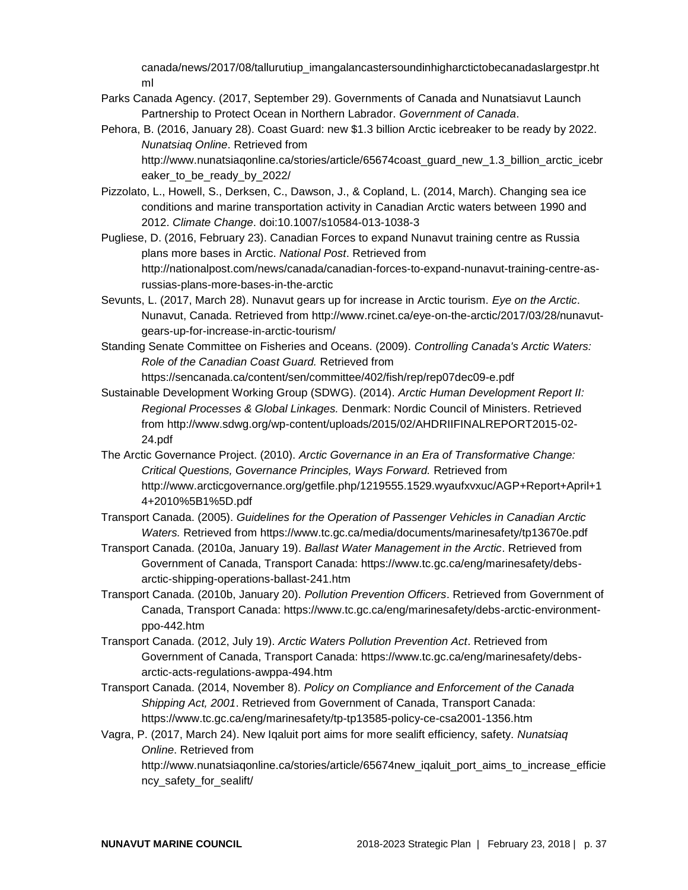canada/news/2017/08/tallurutiup_imangalancastersoundinhigharctictobecanadaslargestpr.html

Parks Canada Agency. (2017, September 29). Governments of Canada and Nunatsiavut Launch Partnership to Protect Ocean in Northern Labrador. *Government of Canada*.

Pehora, B. (2016, January 28). Coast Guard: new $1.3 billion Arctic icebreaker to be ready by 2022. *Nunatsiaq Online*. Retrieved from http://www.nunatsiaqonline.ca/stories/article/65674coast_guard_new_1.3_billion_arctic_icebreaker_to_be_ready_by_2022/

Pizzolato, L., Howell, S., Derksen, C., Dawson, J., & Copland, L. (2014, March). Changing sea ice conditions and marine transportation activity in Canadian Arctic waters between 1990 and 2012. *Climate Change*. doi:10.1007/s10584-013-1038-3

Pugliese, D. (2016, February 23). Canadian Forces to expand Nunavut training centre as Russia plans more bases in Arctic. *National Post*. Retrieved from http://nationalpost.com/news/canada/canadian-forces-to-expand-nunavut-training-centre-as-russias-plans-more-bases-in-the-arctic

Sevunts, L. (2017, March 28). Nunavut gears up for increase in Arctic tourism. *Eye on the Arctic*. Nunavut, Canada. Retrieved from http://www.rcinet.ca/eye-on-the-arctic/2017/03/28/nunavut-gears-up-for-increase-in-arctic-tourism/

Standing Senate Committee on Fisheries and Oceans. (2009). *Controlling Canada's Arctic Waters: Role of the Canadian Coast Guard.* Retrieved from https://sencanada.ca/content/sen/committee/402/fish/rep/rep07dec09-e.pdf

Sustainable Development Working Group (SDWG). (2014). *Arctic Human Development Report II: Regional Processes & Global Linkages.* Denmark: Nordic Council of Ministers. Retrieved from http://www.sdwg.org/wp-content/uploads/2015/02/AHDRIIFINALREPORT2015-02-24.pdf

The Arctic Governance Project. (2010). *Arctic Governance in an Era of Transformative Change: Critical Questions, Governance Principles, Ways Forward.* Retrieved from http://www.arcticgovernance.org/getfile.php/1219555.1529.wyaufxvxuc/AGP+Report+April+14+2010%5B1%5D.pdf

Transport Canada. (2005). *Guidelines for the Operation of Passenger Vehicles in Canadian Arctic Waters.* Retrieved from https://www.tc.gc.ca/media/documents/marinesafety/tp13670e.pdf

Transport Canada. (2010a, January 19). *Ballast Water Management in the Arctic*. Retrieved from Government of Canada, Transport Canada: https://www.tc.gc.ca/eng/marinesafety/debs-arctic-shipping-operations-ballast-241.htm

Transport Canada. (2010b, January 20). *Pollution Prevention Officers*. Retrieved from Government of Canada, Transport Canada: https://www.tc.gc.ca/eng/marinesafety/debs-arctic-environment-ppo-442.htm

Transport Canada. (2012, July 19). *Arctic Waters Pollution Prevention Act*. Retrieved from Government of Canada, Transport Canada: https://www.tc.gc.ca/eng/marinesafety/debs-arctic-acts-regulations-awppa-494.htm

Transport Canada. (2014, November 8). *Policy on Compliance and Enforcement of the Canada Shipping Act, 2001*. Retrieved from Government of Canada, Transport Canada: https://www.tc.gc.ca/eng/marinesafety/tp-tp13585-policy-ce-csa2001-1356.htm

Vagra, P. (2017, March 24). New Iqaluit port aims for more sealift efficiency, safety. *Nunatsiaq Online*. Retrieved from http://www.nunatsiaqonline.ca/stories/article/65674new_iqaluit_port_aims_to_increase_efficiency_safety_for_sealift/